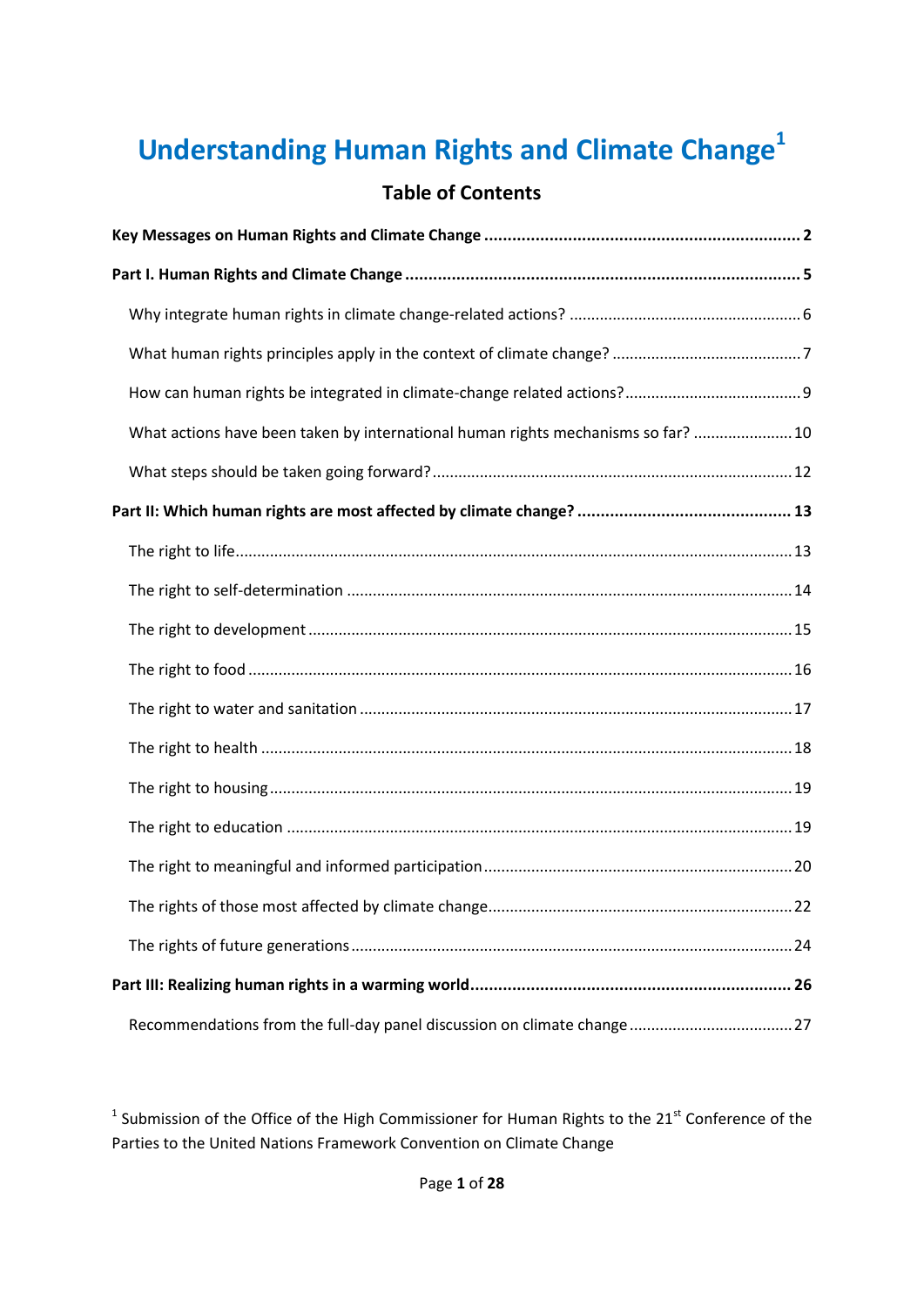# Understanding Human Rights and Climate Change[1]

## Table of Contents

**Key Messages on Human Rights and Climate Change .................................................................... 2**

**Part I. Human Rights and Climate Change ..................................................................................... 5**

- Why integrate human rights in climate change-related actions? ..................................................... 6
- What human rights principles apply in the context of climate change? ........................................... 7
- How can human rights be integrated in climate-change related actions? ........................................ 9
- What actions have been taken by international human rights mechanisms so far? ....................... 10
- What steps should be taken going forward? .................................................................................. 12

**Part II: Which human rights are most affected by climate change? .............................................. 13**

- The right to life ................................................................................................................................ 13
- The right to self-determination ....................................................................................................... 14
- The right to development ................................................................................................................ 15
- The right to food .............................................................................................................................. 16
- The right to water and sanitation .................................................................................................... 17
- The right to health ........................................................................................................................... 18
- The right to housing ......................................................................................................................... 19
- The right to education ..................................................................................................................... 19
- The right to meaningful and informed participation ....................................................................... 20
- The rights of those most affected by climate change ...................................................................... 22
- The rights of future generations ...................................................................................................... 24

**Part III: Realizing human rights in a warming world ..................................................................... 26**

- Recommendations from the full-day panel discussion on climate change ...................................... 27

[1] Submission of the Office of the High Commissioner for Human Rights to the 21st Conference of the Parties to the United Nations Framework Convention on Climate Change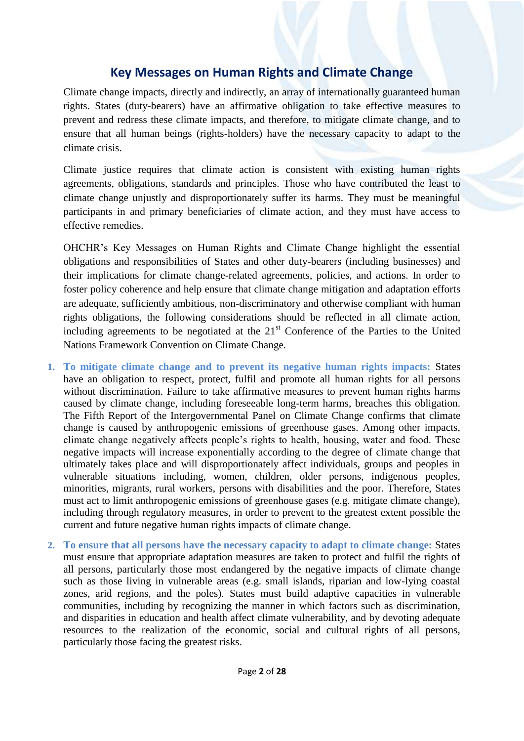## Key Messages on Human Rights and Climate Change

Climate change impacts, directly and indirectly, an array of internationally guaranteed human rights. States (duty-bearers) have an affirmative obligation to take effective measures to prevent and redress these climate impacts, and therefore, to mitigate climate change, and to ensure that all human beings (rights-holders) have the necessary capacity to adapt to the climate crisis.

Climate justice requires that climate action is consistent with existing human rights agreements, obligations, standards and principles. Those who have contributed the least to climate change unjustly and disproportionately suffer its harms. They must be meaningful participants in and primary beneficiaries of climate action, and they must have access to effective remedies.

OHCHR's Key Messages on Human Rights and Climate Change highlight the essential obligations and responsibilities of States and other duty-bearers (including businesses) and their implications for climate change-related agreements, policies, and actions. In order to foster policy coherence and help ensure that climate change mitigation and adaptation efforts are adequate, sufficiently ambitious, non-discriminatory and otherwise compliant with human rights obligations, the following considerations should be reflected in all climate action, including agreements to be negotiated at the 21st Conference of the Parties to the United Nations Framework Convention on Climate Change.

1. **To mitigate climate change and to prevent its negative human rights impacts:** States have an obligation to respect, protect, fulfil and promote all human rights for all persons without discrimination. Failure to take affirmative measures to prevent human rights harms caused by climate change, including foreseeable long-term harms, breaches this obligation. The Fifth Report of the Intergovernmental Panel on Climate Change confirms that climate change is caused by anthropogenic emissions of greenhouse gases. Among other impacts, climate change negatively affects people's rights to health, housing, water and food. These negative impacts will increase exponentially according to the degree of climate change that ultimately takes place and will disproportionately affect individuals, groups and peoples in vulnerable situations including, women, children, older persons, indigenous peoples, minorities, migrants, rural workers, persons with disabilities and the poor. Therefore, States must act to limit anthropogenic emissions of greenhouse gases (e.g. mitigate climate change), including through regulatory measures, in order to prevent to the greatest extent possible the current and future negative human rights impacts of climate change.

2. **To ensure that all persons have the necessary capacity to adapt to climate change:** States must ensure that appropriate adaptation measures are taken to protect and fulfil the rights of all persons, particularly those most endangered by the negative impacts of climate change such as those living in vulnerable areas (e.g. small islands, riparian and low-lying coastal zones, arid regions, and the poles). States must build adaptive capacities in vulnerable communities, including by recognizing the manner in which factors such as discrimination, and disparities in education and health affect climate vulnerability, and by devoting adequate resources to the realization of the economic, social and cultural rights of all persons, particularly those facing the greatest risks.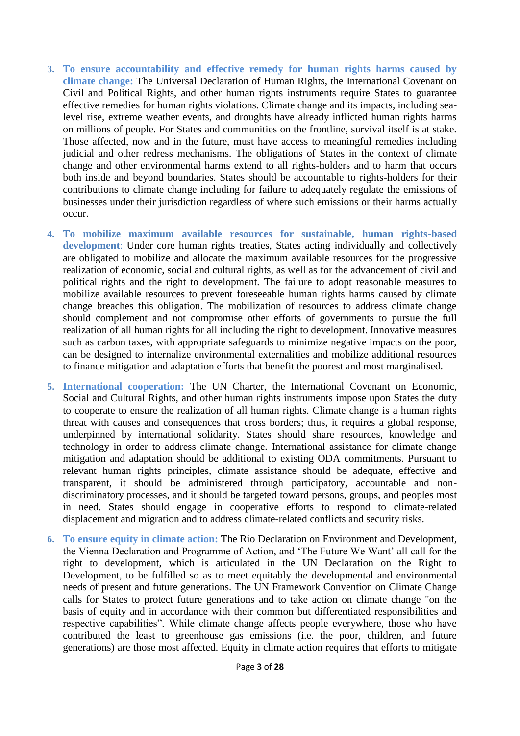3. **To ensure accountability and effective remedy for human rights harms caused by climate change:** The Universal Declaration of Human Rights, the International Covenant on Civil and Political Rights, and other human rights instruments require States to guarantee effective remedies for human rights violations. Climate change and its impacts, including sea-level rise, extreme weather events, and droughts have already inflicted human rights harms on millions of people. For States and communities on the frontline, survival itself is at stake. Those affected, now and in the future, must have access to meaningful remedies including judicial and other redress mechanisms. The obligations of States in the context of climate change and other environmental harms extend to all rights-holders and to harm that occurs both inside and beyond boundaries. States should be accountable to rights-holders for their contributions to climate change including for failure to adequately regulate the emissions of businesses under their jurisdiction regardless of where such emissions or their harms actually occur.

4. **To mobilize maximum available resources for sustainable, human rights-based development**: Under core human rights treaties, States acting individually and collectively are obligated to mobilize and allocate the maximum available resources for the progressive realization of economic, social and cultural rights, as well as for the advancement of civil and political rights and the right to development. The failure to adopt reasonable measures to mobilize available resources to prevent foreseeable human rights harms caused by climate change breaches this obligation. The mobilization of resources to address climate change should complement and not compromise other efforts of governments to pursue the full realization of all human rights for all including the right to development. Innovative measures such as carbon taxes, with appropriate safeguards to minimize negative impacts on the poor, can be designed to internalize environmental externalities and mobilize additional resources to finance mitigation and adaptation efforts that benefit the poorest and most marginalised.

5. **International cooperation:** The UN Charter, the International Covenant on Economic, Social and Cultural Rights, and other human rights instruments impose upon States the duty to cooperate to ensure the realization of all human rights. Climate change is a human rights threat with causes and consequences that cross borders; thus, it requires a global response, underpinned by international solidarity. States should share resources, knowledge and technology in order to address climate change. International assistance for climate change mitigation and adaptation should be additional to existing ODA commitments. Pursuant to relevant human rights principles, climate assistance should be adequate, effective and transparent, it should be administered through participatory, accountable and non-discriminatory processes, and it should be targeted toward persons, groups, and peoples most in need. States should engage in cooperative efforts to respond to climate-related displacement and migration and to address climate-related conflicts and security risks.

6. **To ensure equity in climate action:** The Rio Declaration on Environment and Development, the Vienna Declaration and Programme of Action, and 'The Future We Want' all call for the right to development, which is articulated in the UN Declaration on the Right to Development, to be fulfilled so as to meet equitably the developmental and environmental needs of present and future generations. The UN Framework Convention on Climate Change calls for States to protect future generations and to take action on climate change "on the basis of equity and in accordance with their common but differentiated responsibilities and respective capabilities". While climate change affects people everywhere, those who have contributed the least to greenhouse gas emissions (i.e. the poor, children, and future generations) are those most affected. Equity in climate action requires that efforts to mitigate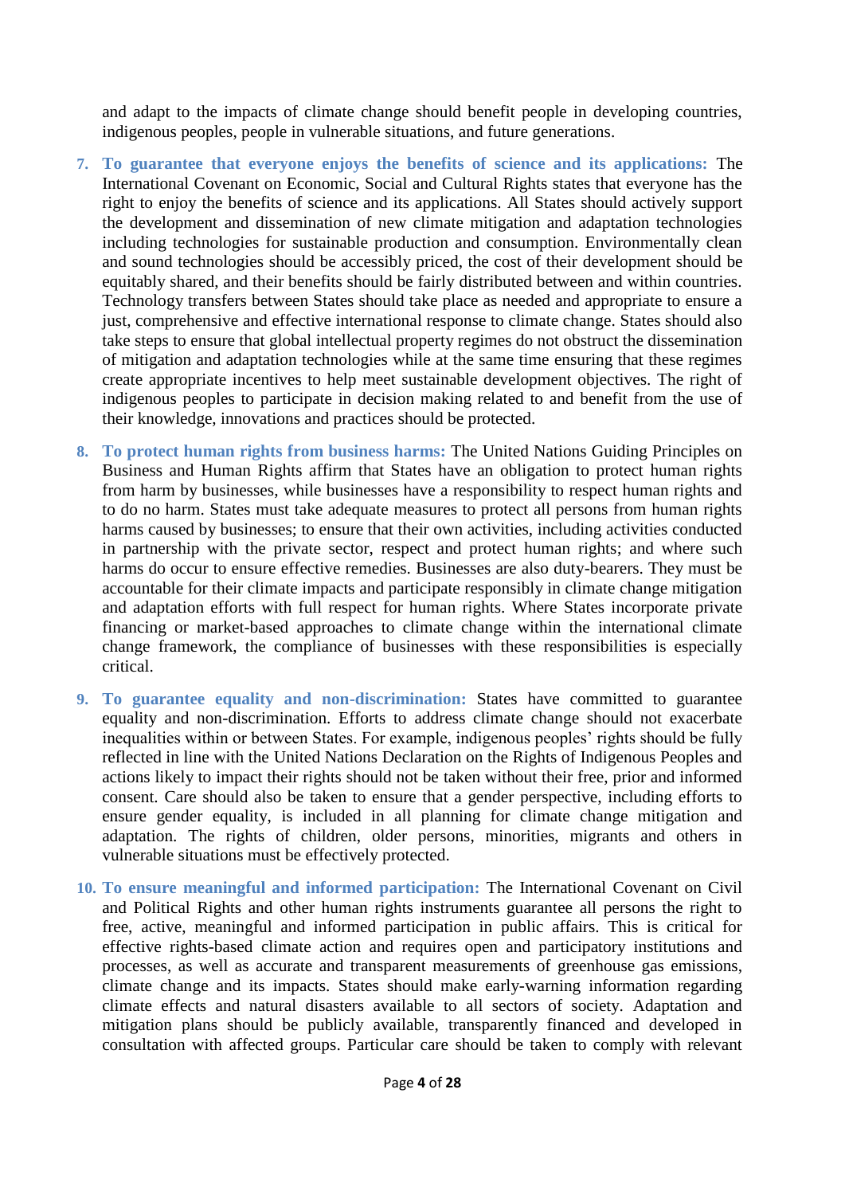and adapt to the impacts of climate change should benefit people in developing countries, indigenous peoples, people in vulnerable situations, and future generations.

7. **To guarantee that everyone enjoys the benefits of science and its applications:** The International Covenant on Economic, Social and Cultural Rights states that everyone has the right to enjoy the benefits of science and its applications. All States should actively support the development and dissemination of new climate mitigation and adaptation technologies including technologies for sustainable production and consumption. Environmentally clean and sound technologies should be accessibly priced, the cost of their development should be equitably shared, and their benefits should be fairly distributed between and within countries. Technology transfers between States should take place as needed and appropriate to ensure a just, comprehensive and effective international response to climate change. States should also take steps to ensure that global intellectual property regimes do not obstruct the dissemination of mitigation and adaptation technologies while at the same time ensuring that these regimes create appropriate incentives to help meet sustainable development objectives. The right of indigenous peoples to participate in decision making related to and benefit from the use of their knowledge, innovations and practices should be protected.

8. **To protect human rights from business harms:** The United Nations Guiding Principles on Business and Human Rights affirm that States have an obligation to protect human rights from harm by businesses, while businesses have a responsibility to respect human rights and to do no harm. States must take adequate measures to protect all persons from human rights harms caused by businesses; to ensure that their own activities, including activities conducted in partnership with the private sector, respect and protect human rights; and where such harms do occur to ensure effective remedies. Businesses are also duty-bearers. They must be accountable for their climate impacts and participate responsibly in climate change mitigation and adaptation efforts with full respect for human rights. Where States incorporate private financing or market-based approaches to climate change within the international climate change framework, the compliance of businesses with these responsibilities is especially critical.

9. **To guarantee equality and non-discrimination:** States have committed to guarantee equality and non-discrimination. Efforts to address climate change should not exacerbate inequalities within or between States. For example, indigenous peoples' rights should be fully reflected in line with the United Nations Declaration on the Rights of Indigenous Peoples and actions likely to impact their rights should not be taken without their free, prior and informed consent. Care should also be taken to ensure that a gender perspective, including efforts to ensure gender equality, is included in all planning for climate change mitigation and adaptation. The rights of children, older persons, minorities, migrants and others in vulnerable situations must be effectively protected.

10. **To ensure meaningful and informed participation:** The International Covenant on Civil and Political Rights and other human rights instruments guarantee all persons the right to free, active, meaningful and informed participation in public affairs. This is critical for effective rights-based climate action and requires open and participatory institutions and processes, as well as accurate and transparent measurements of greenhouse gas emissions, climate change and its impacts. States should make early-warning information regarding climate effects and natural disasters available to all sectors of society. Adaptation and mitigation plans should be publicly available, transparently financed and developed in consultation with affected groups. Particular care should be taken to comply with relevant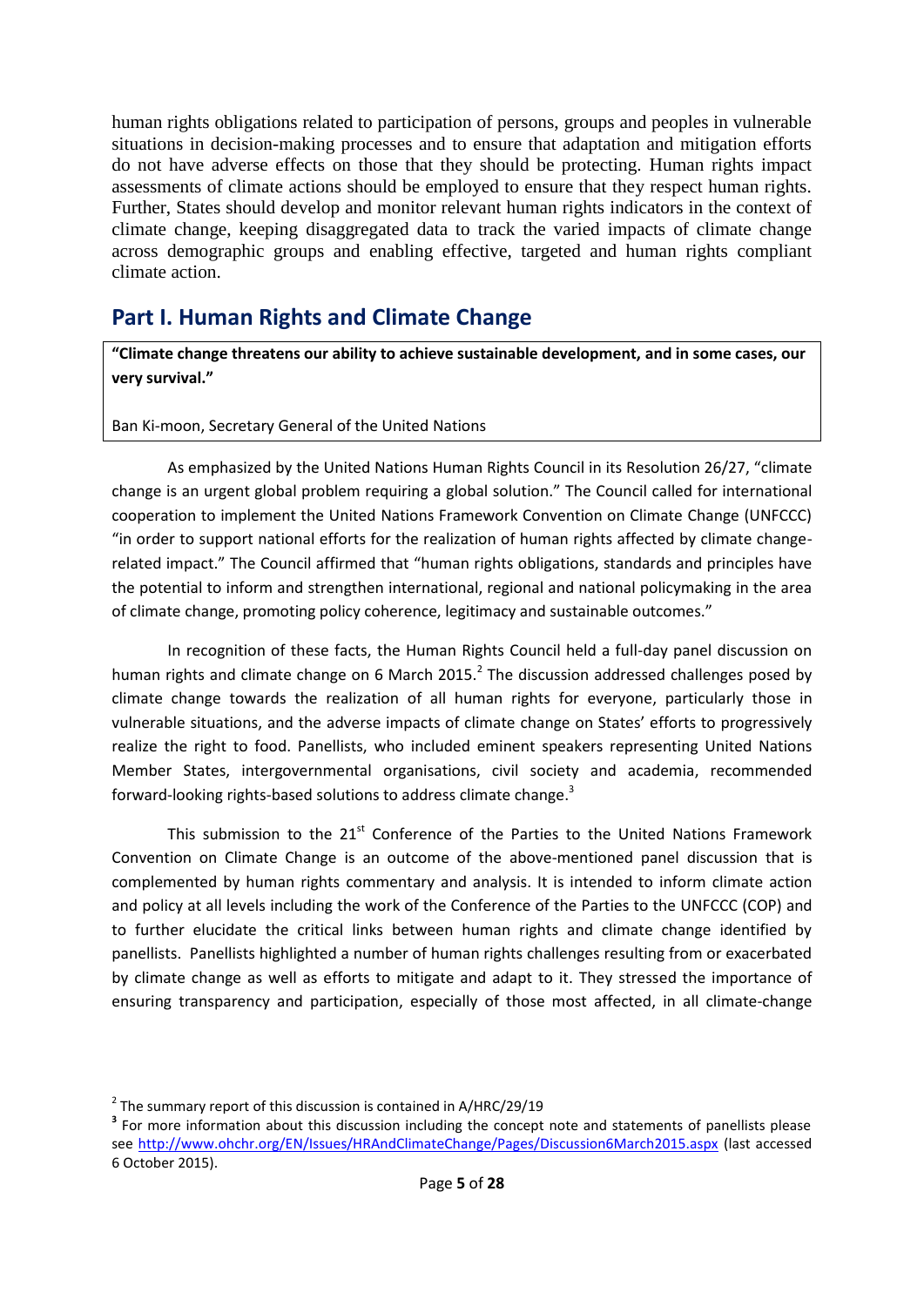human rights obligations related to participation of persons, groups and peoples in vulnerable situations in decision-making processes and to ensure that adaptation and mitigation efforts do not have adverse effects on those that they should be protecting. Human rights impact assessments of climate actions should be employed to ensure that they respect human rights. Further, States should develop and monitor relevant human rights indicators in the context of climate change, keeping disaggregated data to track the varied impacts of climate change across demographic groups and enabling effective, targeted and human rights compliant climate action.

## Part I. Human Rights and Climate Change

> **"Climate change threatens our ability to achieve sustainable development, and in some cases, our very survival."**
>
> Ban Ki-moon, Secretary General of the United Nations

As emphasized by the United Nations Human Rights Council in its Resolution 26/27, "climate change is an urgent global problem requiring a global solution." The Council called for international cooperation to implement the United Nations Framework Convention on Climate Change (UNFCCC) "in order to support national efforts for the realization of human rights affected by climate change-related impact." The Council affirmed that "human rights obligations, standards and principles have the potential to inform and strengthen international, regional and national policymaking in the area of climate change, promoting policy coherence, legitimacy and sustainable outcomes."

In recognition of these facts, the Human Rights Council held a full-day panel discussion on human rights and climate change on 6 March 2015.[2] The discussion addressed challenges posed by climate change towards the realization of all human rights for everyone, particularly those in vulnerable situations, and the adverse impacts of climate change on States' efforts to progressively realize the right to food. Panellists, who included eminent speakers representing United Nations Member States, intergovernmental organisations, civil society and academia, recommended forward-looking rights-based solutions to address climate change.[3]

This submission to the 21st Conference of the Parties to the United Nations Framework Convention on Climate Change is an outcome of the above-mentioned panel discussion that is complemented by human rights commentary and analysis. It is intended to inform climate action and policy at all levels including the work of the Conference of the Parties to the UNFCCC (COP) and to further elucidate the critical links between human rights and climate change identified by panellists. Panellists highlighted a number of human rights challenges resulting from or exacerbated by climate change as well as efforts to mitigate and adapt to it. They stressed the importance of ensuring transparency and participation, especially of those most affected, in all climate-change

---

[2] The summary report of this discussion is contained in A/HRC/29/19

[3] For more information about this discussion including the concept note and statements of panellists please see http://www.ohchr.org/EN/Issues/HRAndClimateChange/Pages/Discussion6March2015.aspx (last accessed 6 October 2015).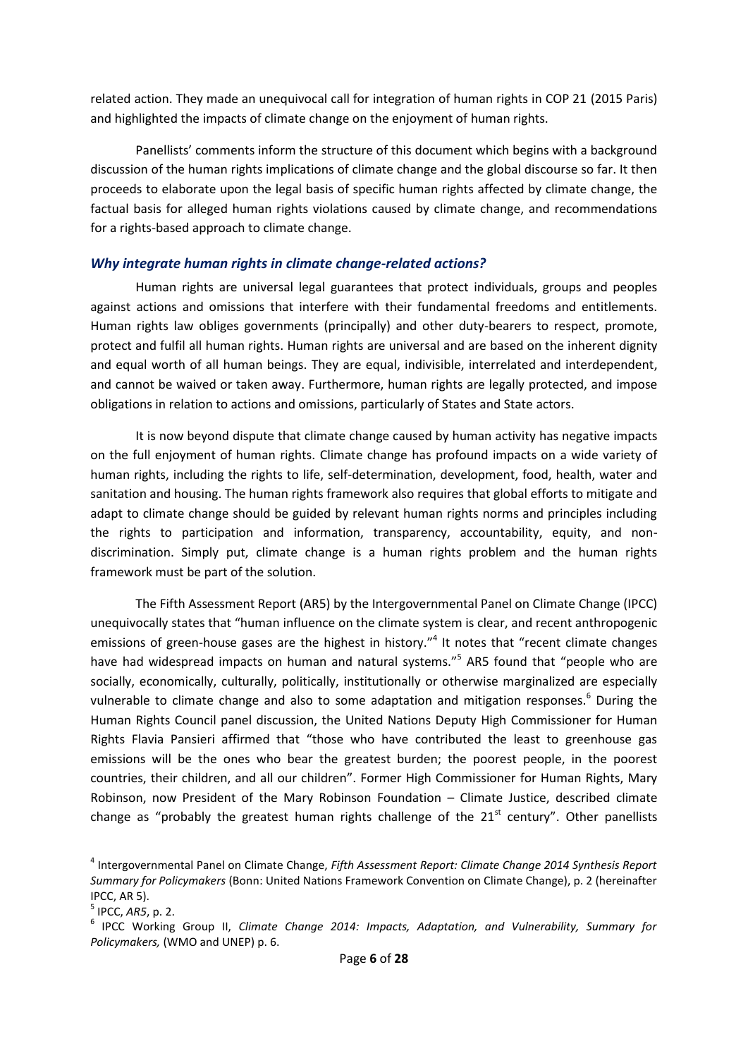related action. They made an unequivocal call for integration of human rights in COP 21 (2015 Paris) and highlighted the impacts of climate change on the enjoyment of human rights.

Panellists' comments inform the structure of this document which begins with a background discussion of the human rights implications of climate change and the global discourse so far. It then proceeds to elaborate upon the legal basis of specific human rights affected by climate change, the factual basis for alleged human rights violations caused by climate change, and recommendations for a rights-based approach to climate change.

### *Why integrate human rights in climate change-related actions?*

Human rights are universal legal guarantees that protect individuals, groups and peoples against actions and omissions that interfere with their fundamental freedoms and entitlements. Human rights law obliges governments (principally) and other duty-bearers to respect, promote, protect and fulfil all human rights. Human rights are universal and are based on the inherent dignity and equal worth of all human beings. They are equal, indivisible, interrelated and interdependent, and cannot be waived or taken away. Furthermore, human rights are legally protected, and impose obligations in relation to actions and omissions, particularly of States and State actors.

It is now beyond dispute that climate change caused by human activity has negative impacts on the full enjoyment of human rights. Climate change has profound impacts on a wide variety of human rights, including the rights to life, self-determination, development, food, health, water and sanitation and housing. The human rights framework also requires that global efforts to mitigate and adapt to climate change should be guided by relevant human rights norms and principles including the rights to participation and information, transparency, accountability, equity, and non-discrimination. Simply put, climate change is a human rights problem and the human rights framework must be part of the solution.

The Fifth Assessment Report (AR5) by the Intergovernmental Panel on Climate Change (IPCC) unequivocally states that "human influence on the climate system is clear, and recent anthropogenic emissions of green-house gases are the highest in history."[4] It notes that "recent climate changes have had widespread impacts on human and natural systems."[5] AR5 found that "people who are socially, economically, culturally, politically, institutionally or otherwise marginalized are especially vulnerable to climate change and also to some adaptation and mitigation responses.[6] During the Human Rights Council panel discussion, the United Nations Deputy High Commissioner for Human Rights Flavia Pansieri affirmed that "those who have contributed the least to greenhouse gas emissions will be the ones who bear the greatest burden; the poorest people, in the poorest countries, their children, and all our children". Former High Commissioner for Human Rights, Mary Robinson, now President of the Mary Robinson Foundation – Climate Justice, described climate change as "probably the greatest human rights challenge of the 21st century". Other panellists

---

[4] Intergovernmental Panel on Climate Change, *Fifth Assessment Report: Climate Change 2014 Synthesis Report Summary for Policymakers* (Bonn: United Nations Framework Convention on Climate Change), p. 2 (hereinafter IPCC, AR 5).

[5] IPCC, *AR5*, p. 2.

[6] IPCC Working Group II, *Climate Change 2014: Impacts, Adaptation, and Vulnerability, Summary for Policymakers,* (WMO and UNEP) p. 6.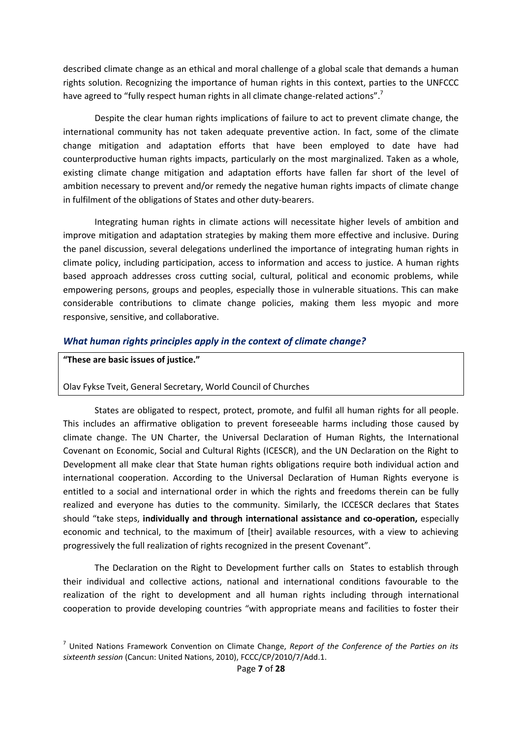described climate change as an ethical and moral challenge of a global scale that demands a human rights solution. Recognizing the importance of human rights in this context, parties to the UNFCCC have agreed to "fully respect human rights in all climate change-related actions".[7]

Despite the clear human rights implications of failure to act to prevent climate change, the international community has not taken adequate preventive action. In fact, some of the climate change mitigation and adaptation efforts that have been employed to date have had counterproductive human rights impacts, particularly on the most marginalized. Taken as a whole, existing climate change mitigation and adaptation efforts have fallen far short of the level of ambition necessary to prevent and/or remedy the negative human rights impacts of climate change in fulfilment of the obligations of States and other duty-bearers.

Integrating human rights in climate actions will necessitate higher levels of ambition and improve mitigation and adaptation strategies by making them more effective and inclusive. During the panel discussion, several delegations underlined the importance of integrating human rights in climate policy, including participation, access to information and access to justice. A human rights based approach addresses cross cutting social, cultural, political and economic problems, while empowering persons, groups and peoples, especially those in vulnerable situations. This can make considerable contributions to climate change policies, making them less myopic and more responsive, sensitive, and collaborative.

### *What human rights principles apply in the context of climate change?*

> **"These are basic issues of justice."**
>
> Olav Fykse Tveit, General Secretary, World Council of Churches

States are obligated to respect, protect, promote, and fulfil all human rights for all people. This includes an affirmative obligation to prevent foreseeable harms including those caused by climate change. The UN Charter, the Universal Declaration of Human Rights, the International Covenant on Economic, Social and Cultural Rights (ICESCR), and the UN Declaration on the Right to Development all make clear that State human rights obligations require both individual action and international cooperation. According to the Universal Declaration of Human Rights everyone is entitled to a social and international order in which the rights and freedoms therein can be fully realized and everyone has duties to the community. Similarly, the ICCESCR declares that States should "take steps, **individually and through international assistance and co-operation,** especially economic and technical, to the maximum of [their] available resources, with a view to achieving progressively the full realization of rights recognized in the present Covenant".

The Declaration on the Right to Development further calls on States to establish through their individual and collective actions, national and international conditions favourable to the realization of the right to development and all human rights including through international cooperation to provide developing countries "with appropriate means and facilities to foster their

---

[7] United Nations Framework Convention on Climate Change, *Report of the Conference of the Parties on its sixteenth session* (Cancun: United Nations, 2010), FCCC/CP/2010/7/Add.1.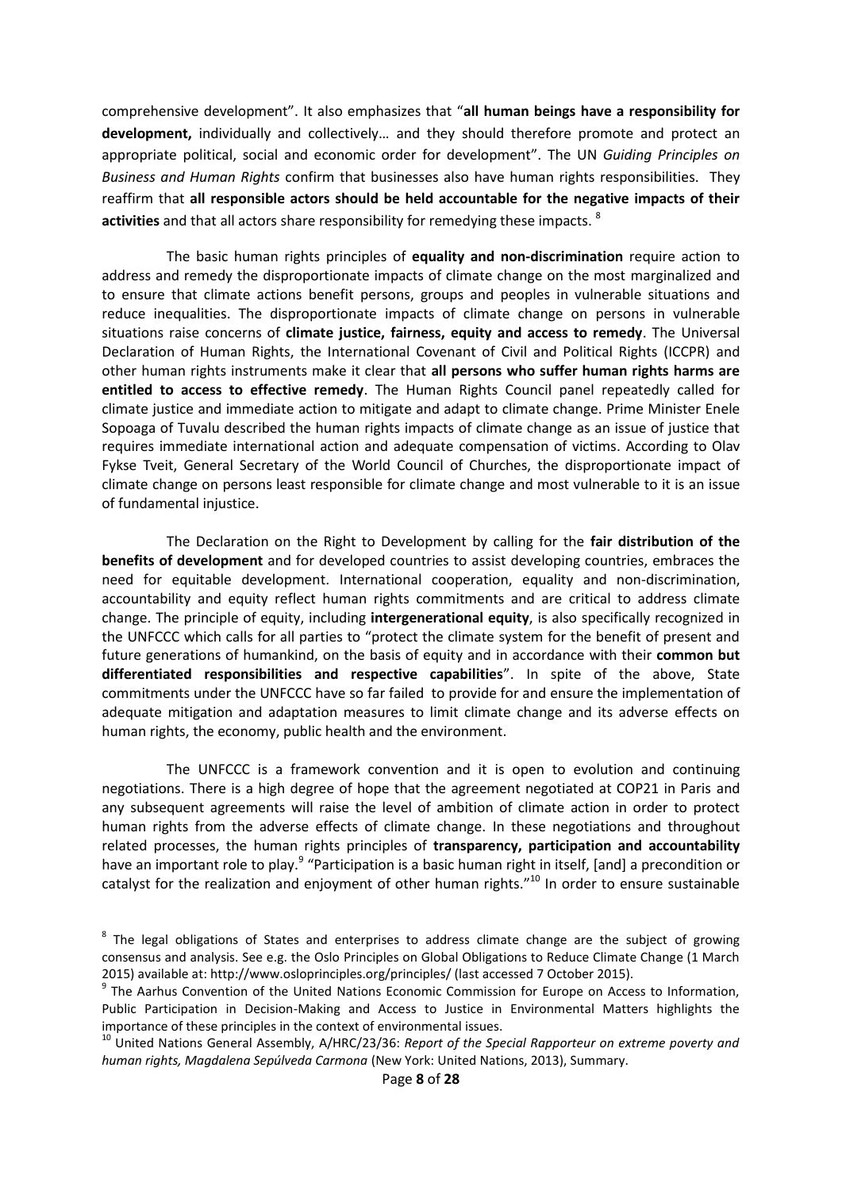comprehensive development". It also emphasizes that "**all human beings have a responsibility for development,** individually and collectively… and they should therefore promote and protect an appropriate political, social and economic order for development". The UN *Guiding Principles on Business and Human Rights* confirm that businesses also have human rights responsibilities. They reaffirm that **all responsible actors should be held accountable for the negative impacts of their activities** and that all actors share responsibility for remedying these impacts.[8]

The basic human rights principles of **equality and non-discrimination** require action to address and remedy the disproportionate impacts of climate change on the most marginalized and to ensure that climate actions benefit persons, groups and peoples in vulnerable situations and reduce inequalities. The disproportionate impacts of climate change on persons in vulnerable situations raise concerns of **climate justice, fairness, equity and access to remedy**. The Universal Declaration of Human Rights, the International Covenant of Civil and Political Rights (ICCPR) and other human rights instruments make it clear that **all persons who suffer human rights harms are entitled to access to effective remedy**. The Human Rights Council panel repeatedly called for climate justice and immediate action to mitigate and adapt to climate change. Prime Minister Enele Sopoaga of Tuvalu described the human rights impacts of climate change as an issue of justice that requires immediate international action and adequate compensation of victims. According to Olav Fykse Tveit, General Secretary of the World Council of Churches, the disproportionate impact of climate change on persons least responsible for climate change and most vulnerable to it is an issue of fundamental injustice.

The Declaration on the Right to Development by calling for the **fair distribution of the benefits of development** and for developed countries to assist developing countries, embraces the need for equitable development. International cooperation, equality and non-discrimination, accountability and equity reflect human rights commitments and are critical to address climate change. The principle of equity, including **intergenerational equity**, is also specifically recognized in the UNFCCC which calls for all parties to "protect the climate system for the benefit of present and future generations of humankind, on the basis of equity and in accordance with their **common but differentiated responsibilities and respective capabilities**". In spite of the above, State commitments under the UNFCCC have so far failed to provide for and ensure the implementation of adequate mitigation and adaptation measures to limit climate change and its adverse effects on human rights, the economy, public health and the environment.

The UNFCCC is a framework convention and it is open to evolution and continuing negotiations. There is a high degree of hope that the agreement negotiated at COP21 in Paris and any subsequent agreements will raise the level of ambition of climate action in order to protect human rights from the adverse effects of climate change. In these negotiations and throughout related processes, the human rights principles of **transparency, participation and accountability** have an important role to play.[9] "Participation is a basic human right in itself, [and] a precondition or catalyst for the realization and enjoyment of other human rights."[10] In order to ensure sustainable

---

[8] The legal obligations of States and enterprises to address climate change are the subject of growing consensus and analysis. See e.g. the Oslo Principles on Global Obligations to Reduce Climate Change (1 March 2015) available at: http://www.osloprinciples.org/principles/ (last accessed 7 October 2015).

[9] The Aarhus Convention of the United Nations Economic Commission for Europe on Access to Information, Public Participation in Decision-Making and Access to Justice in Environmental Matters highlights the importance of these principles in the context of environmental issues.

[10] United Nations General Assembly, A/HRC/23/36: *Report of the Special Rapporteur on extreme poverty and human rights, Magdalena Sepúlveda Carmona* (New York: United Nations, 2013), Summary.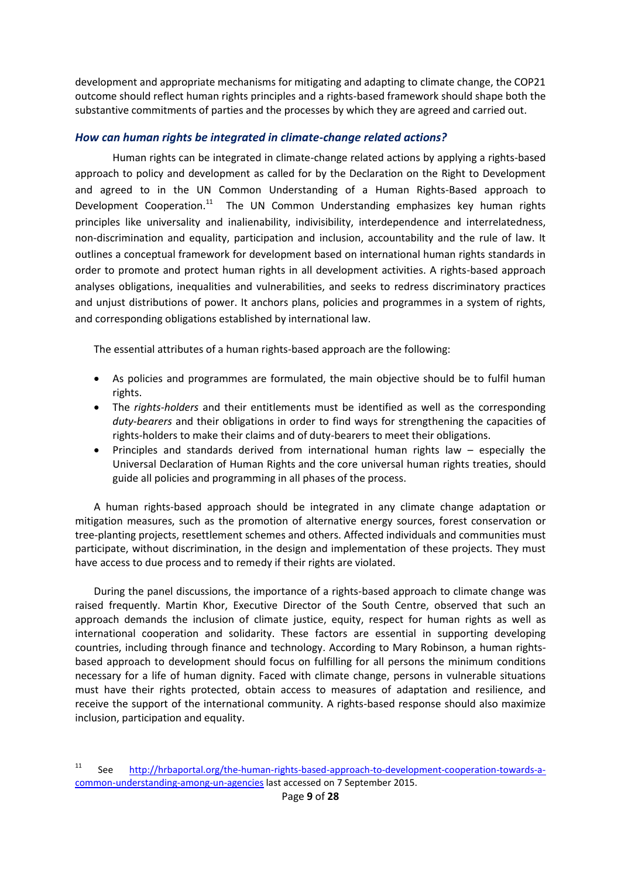development and appropriate mechanisms for mitigating and adapting to climate change, the COP21 outcome should reflect human rights principles and a rights-based framework should shape both the substantive commitments of parties and the processes by which they are agreed and carried out.

### *How can human rights be integrated in climate-change related actions?*

Human rights can be integrated in climate-change related actions by applying a rights-based approach to policy and development as called for by the Declaration on the Right to Development and agreed to in the UN Common Understanding of a Human Rights-Based approach to Development Cooperation.[11] The UN Common Understanding emphasizes key human rights principles like universality and inalienability, indivisibility, interdependence and interrelatedness, non-discrimination and equality, participation and inclusion, accountability and the rule of law. It outlines a conceptual framework for development based on international human rights standards in order to promote and protect human rights in all development activities. A rights-based approach analyses obligations, inequalities and vulnerabilities, and seeks to redress discriminatory practices and unjust distributions of power. It anchors plans, policies and programmes in a system of rights, and corresponding obligations established by international law.

The essential attributes of a human rights-based approach are the following:

- As policies and programmes are formulated, the main objective should be to fulfil human rights.
- The *rights-holders* and their entitlements must be identified as well as the corresponding *duty-bearers* and their obligations in order to find ways for strengthening the capacities of rights-holders to make their claims and of duty-bearers to meet their obligations.
- Principles and standards derived from international human rights law – especially the Universal Declaration of Human Rights and the core universal human rights treaties, should guide all policies and programming in all phases of the process.

A human rights-based approach should be integrated in any climate change adaptation or mitigation measures, such as the promotion of alternative energy sources, forest conservation or tree-planting projects, resettlement schemes and others. Affected individuals and communities must participate, without discrimination, in the design and implementation of these projects. They must have access to due process and to remedy if their rights are violated.

During the panel discussions, the importance of a rights-based approach to climate change was raised frequently. Martin Khor, Executive Director of the South Centre, observed that such an approach demands the inclusion of climate justice, equity, respect for human rights as well as international cooperation and solidarity. These factors are essential in supporting developing countries, including through finance and technology. According to Mary Robinson, a human rights-based approach to development should focus on fulfilling for all persons the minimum conditions necessary for a life of human dignity. Faced with climate change, persons in vulnerable situations must have their rights protected, obtain access to measures of adaptation and resilience, and receive the support of the international community. A rights-based response should also maximize inclusion, participation and equality.

---

[11] See http://hrbaportal.org/the-human-rights-based-approach-to-development-cooperation-towards-a-common-understanding-among-un-agencies last accessed on 7 September 2015.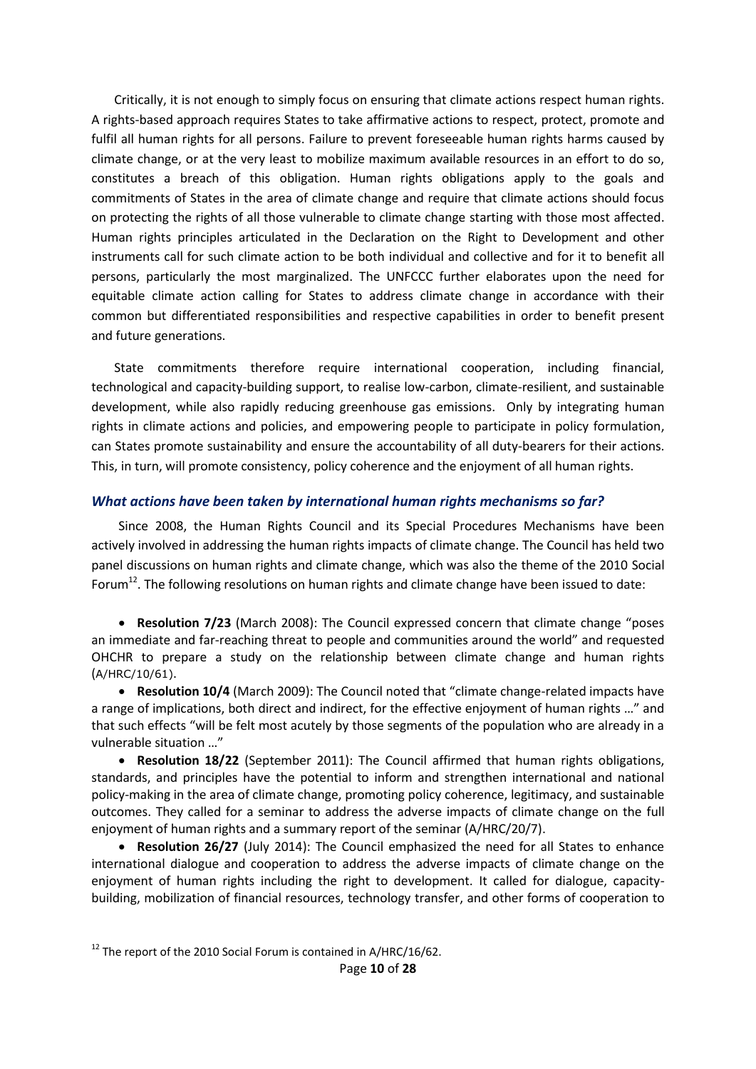Critically, it is not enough to simply focus on ensuring that climate actions respect human rights. A rights-based approach requires States to take affirmative actions to respect, protect, promote and fulfil all human rights for all persons. Failure to prevent foreseeable human rights harms caused by climate change, or at the very least to mobilize maximum available resources in an effort to do so, constitutes a breach of this obligation. Human rights obligations apply to the goals and commitments of States in the area of climate change and require that climate actions should focus on protecting the rights of all those vulnerable to climate change starting with those most affected. Human rights principles articulated in the Declaration on the Right to Development and other instruments call for such climate action to be both individual and collective and for it to benefit all persons, particularly the most marginalized. The UNFCCC further elaborates upon the need for equitable climate action calling for States to address climate change in accordance with their common but differentiated responsibilities and respective capabilities in order to benefit present and future generations.

State commitments therefore require international cooperation, including financial, technological and capacity-building support, to realise low-carbon, climate-resilient, and sustainable development, while also rapidly reducing greenhouse gas emissions. Only by integrating human rights in climate actions and policies, and empowering people to participate in policy formulation, can States promote sustainability and ensure the accountability of all duty-bearers for their actions. This, in turn, will promote consistency, policy coherence and the enjoyment of all human rights.

### *What actions have been taken by international human rights mechanisms so far?*

Since 2008, the Human Rights Council and its Special Procedures Mechanisms have been actively involved in addressing the human rights impacts of climate change. The Council has held two panel discussions on human rights and climate change, which was also the theme of the 2010 Social Forum[12]. The following resolutions on human rights and climate change have been issued to date:

- **Resolution 7/23** (March 2008): The Council expressed concern that climate change "poses an immediate and far-reaching threat to people and communities around the world" and requested OHCHR to prepare a study on the relationship between climate change and human rights (A/HRC/10/61).
- **Resolution 10/4** (March 2009): The Council noted that "climate change-related impacts have a range of implications, both direct and indirect, for the effective enjoyment of human rights …" and that such effects "will be felt most acutely by those segments of the population who are already in a vulnerable situation …"
- **Resolution 18/22** (September 2011): The Council affirmed that human rights obligations, standards, and principles have the potential to inform and strengthen international and national policy-making in the area of climate change, promoting policy coherence, legitimacy, and sustainable outcomes. They called for a seminar to address the adverse impacts of climate change on the full enjoyment of human rights and a summary report of the seminar (A/HRC/20/7).
- **Resolution 26/27** (July 2014): The Council emphasized the need for all States to enhance international dialogue and cooperation to address the adverse impacts of climate change on the enjoyment of human rights including the right to development. It called for dialogue, capacity-building, mobilization of financial resources, technology transfer, and other forms of cooperation to

[12] The report of the 2010 Social Forum is contained in A/HRC/16/62.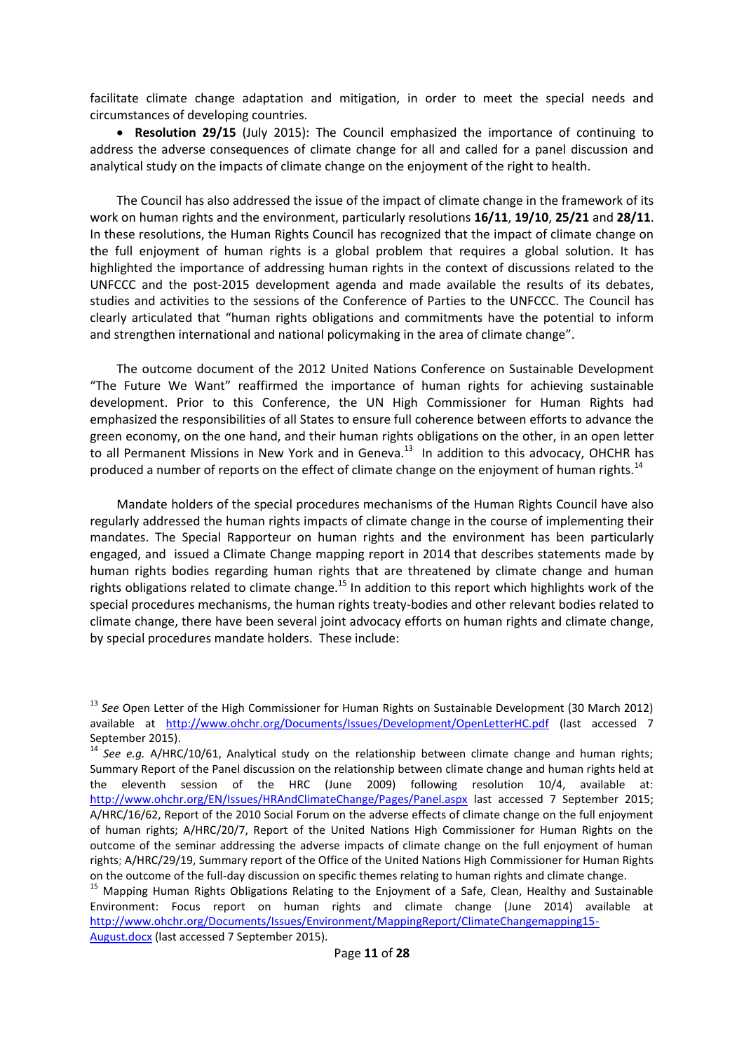facilitate climate change adaptation and mitigation, in order to meet the special needs and circumstances of developing countries.

- **Resolution 29/15** (July 2015): The Council emphasized the importance of continuing to address the adverse consequences of climate change for all and called for a panel discussion and analytical study on the impacts of climate change on the enjoyment of the right to health.

The Council has also addressed the issue of the impact of climate change in the framework of its work on human rights and the environment, particularly resolutions **16/11**, **19/10**, **25/21** and **28/11**. In these resolutions, the Human Rights Council has recognized that the impact of climate change on the full enjoyment of human rights is a global problem that requires a global solution. It has highlighted the importance of addressing human rights in the context of discussions related to the UNFCCC and the post-2015 development agenda and made available the results of its debates, studies and activities to the sessions of the Conference of Parties to the UNFCCC. The Council has clearly articulated that "human rights obligations and commitments have the potential to inform and strengthen international and national policymaking in the area of climate change".

The outcome document of the 2012 United Nations Conference on Sustainable Development "The Future We Want" reaffirmed the importance of human rights for achieving sustainable development. Prior to this Conference, the UN High Commissioner for Human Rights had emphasized the responsibilities of all States to ensure full coherence between efforts to advance the green economy, on the one hand, and their human rights obligations on the other, in an open letter to all Permanent Missions in New York and in Geneva.[13] In addition to this advocacy, OHCHR has produced a number of reports on the effect of climate change on the enjoyment of human rights.[14]

Mandate holders of the special procedures mechanisms of the Human Rights Council have also regularly addressed the human rights impacts of climate change in the course of implementing their mandates. The Special Rapporteur on human rights and the environment has been particularly engaged, and issued a Climate Change mapping report in 2014 that describes statements made by human rights bodies regarding human rights that are threatened by climate change and human rights obligations related to climate change.[15] In addition to this report which highlights work of the special procedures mechanisms, the human rights treaty-bodies and other relevant bodies related to climate change, there have been several joint advocacy efforts on human rights and climate change, by special procedures mandate holders. These include:

---

[13] *See* Open Letter of the High Commissioner for Human Rights on Sustainable Development (30 March 2012) available at http://www.ohchr.org/Documents/Issues/Development/OpenLetterHC.pdf (last accessed 7 September 2015).

[14] *See e.g.* A/HRC/10/61, Analytical study on the relationship between climate change and human rights; Summary Report of the Panel discussion on the relationship between climate change and human rights held at the eleventh session of the HRC (June 2009) following resolution 10/4, available at: http://www.ohchr.org/EN/Issues/HRAndClimateChange/Pages/Panel.aspx last accessed 7 September 2015; A/HRC/16/62, Report of the 2010 Social Forum on the adverse effects of climate change on the full enjoyment of human rights; A/HRC/20/7, Report of the United Nations High Commissioner for Human Rights on the outcome of the seminar addressing the adverse impacts of climate change on the full enjoyment of human rights; A/HRC/29/19, Summary report of the Office of the United Nations High Commissioner for Human Rights on the outcome of the full-day discussion on specific themes relating to human rights and climate change.

[15] Mapping Human Rights Obligations Relating to the Enjoyment of a Safe, Clean, Healthy and Sustainable Environment: Focus report on human rights and climate change (June 2014) available at http://www.ohchr.org/Documents/Issues/Environment/MappingReport/ClimateChangemapping15-August.docx (last accessed 7 September 2015).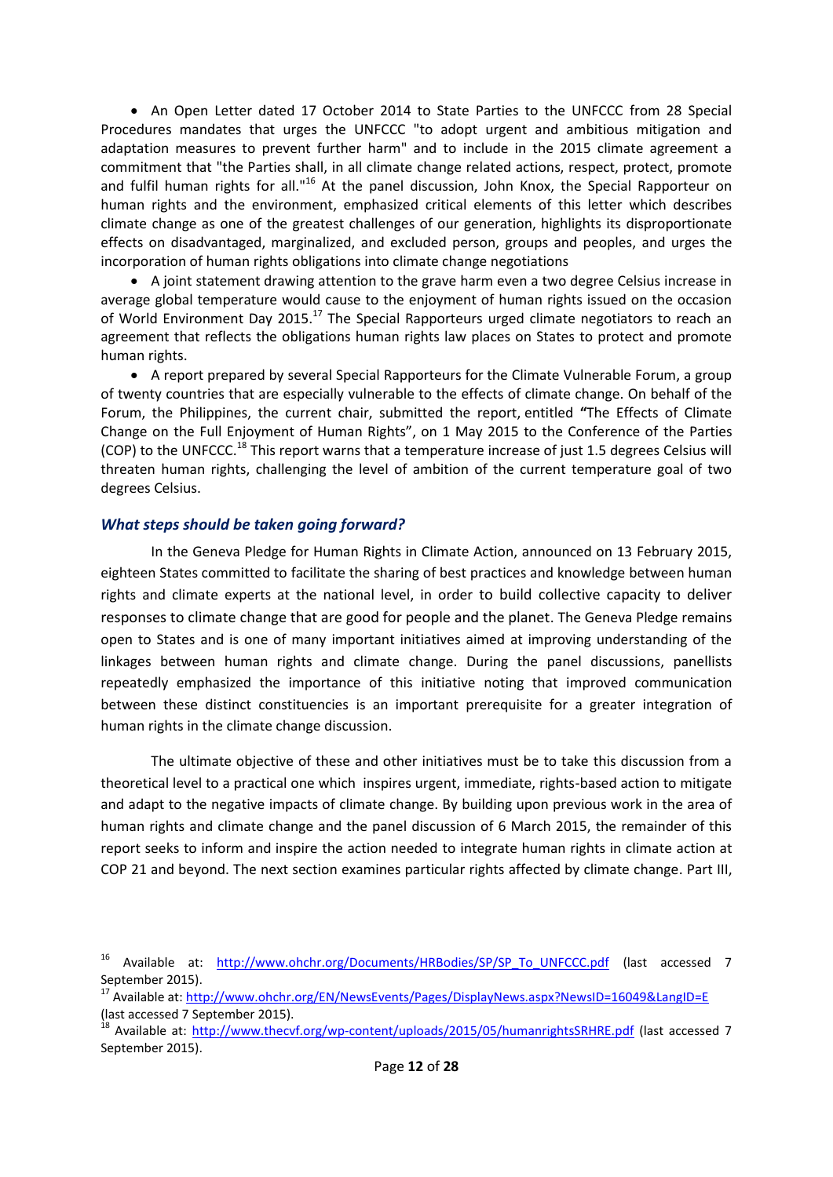- An Open Letter dated 17 October 2014 to State Parties to the UNFCCC from 28 Special Procedures mandates that urges the UNFCCC "to adopt urgent and ambitious mitigation and adaptation measures to prevent further harm" and to include in the 2015 climate agreement a commitment that "the Parties shall, in all climate change related actions, respect, protect, promote and fulfil human rights for all."[16] At the panel discussion, John Knox, the Special Rapporteur on human rights and the environment, emphasized critical elements of this letter which describes climate change as one of the greatest challenges of our generation, highlights its disproportionate effects on disadvantaged, marginalized, and excluded person, groups and peoples, and urges the incorporation of human rights obligations into climate change negotiations
- A joint statement drawing attention to the grave harm even a two degree Celsius increase in average global temperature would cause to the enjoyment of human rights issued on the occasion of World Environment Day 2015.[17] The Special Rapporteurs urged climate negotiators to reach an agreement that reflects the obligations human rights law places on States to protect and promote human rights.
- A report prepared by several Special Rapporteurs for the Climate Vulnerable Forum, a group of twenty countries that are especially vulnerable to the effects of climate change. On behalf of the Forum, the Philippines, the current chair, submitted the report, entitled **"**The Effects of Climate Change on the Full Enjoyment of Human Rights", on 1 May 2015 to the Conference of the Parties (COP) to the UNFCCC.[18] This report warns that a temperature increase of just 1.5 degrees Celsius will threaten human rights, challenging the level of ambition of the current temperature goal of two degrees Celsius.

### *What steps should be taken going forward?*

In the Geneva Pledge for Human Rights in Climate Action, announced on 13 February 2015, eighteen States committed to facilitate the sharing of best practices and knowledge between human rights and climate experts at the national level, in order to build collective capacity to deliver responses to climate change that are good for people and the planet. The Geneva Pledge remains open to States and is one of many important initiatives aimed at improving understanding of the linkages between human rights and climate change. During the panel discussions, panellists repeatedly emphasized the importance of this initiative noting that improved communication between these distinct constituencies is an important prerequisite for a greater integration of human rights in the climate change discussion.

The ultimate objective of these and other initiatives must be to take this discussion from a theoretical level to a practical one which inspires urgent, immediate, rights-based action to mitigate and adapt to the negative impacts of climate change. By building upon previous work in the area of human rights and climate change and the panel discussion of 6 March 2015, the remainder of this report seeks to inform and inspire the action needed to integrate human rights in climate action at COP 21 and beyond. The next section examines particular rights affected by climate change. Part III,

---

[16] Available at: http://www.ohchr.org/Documents/HRBodies/SP/SP_To_UNFCCC.pdf (last accessed 7 September 2015).

[17] Available at: http://www.ohchr.org/EN/NewsEvents/Pages/DisplayNews.aspx?NewsID=16049&LangID=E (last accessed 7 September 2015).

[18] Available at: http://www.thecvf.org/wp-content/uploads/2015/05/humanrightsSRHRE.pdf (last accessed 7 September 2015).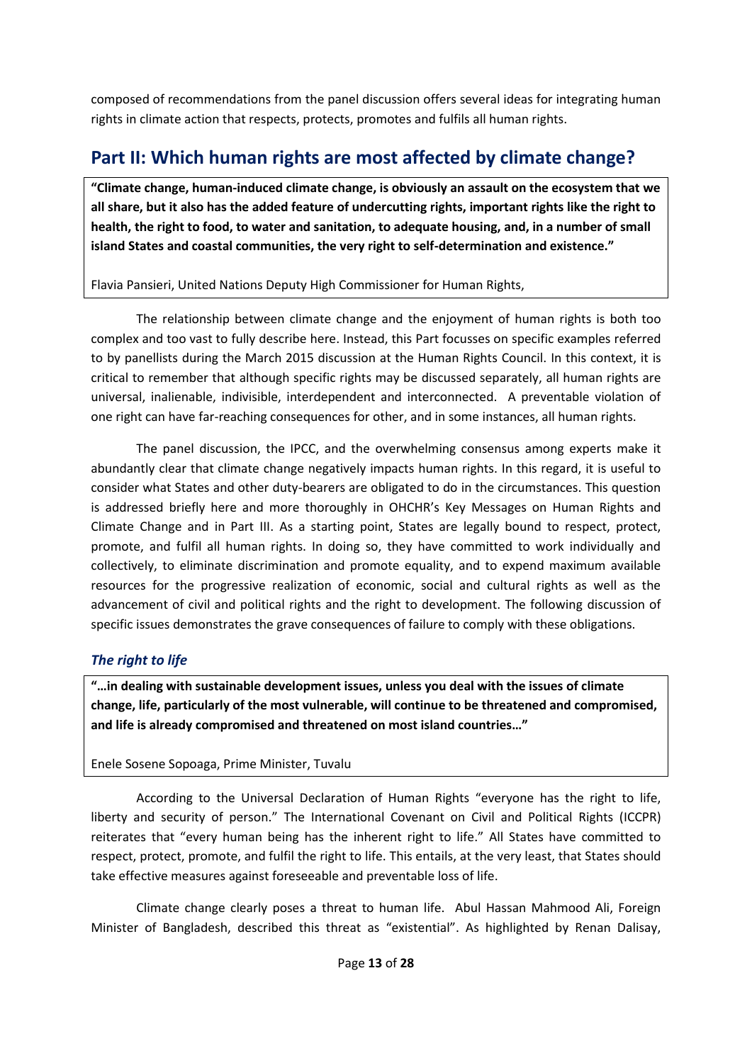composed of recommendations from the panel discussion offers several ideas for integrating human rights in climate action that respects, protects, promotes and fulfils all human rights.

## Part II: Which human rights are most affected by climate change?

> **"Climate change, human-induced climate change, is obviously an assault on the ecosystem that we all share, but it also has the added feature of undercutting rights, important rights like the right to health, the right to food, to water and sanitation, to adequate housing, and, in a number of small island States and coastal communities, the very right to self-determination and existence."**
>
> Flavia Pansieri, United Nations Deputy High Commissioner for Human Rights,

The relationship between climate change and the enjoyment of human rights is both too complex and too vast to fully describe here. Instead, this Part focusses on specific examples referred to by panellists during the March 2015 discussion at the Human Rights Council. In this context, it is critical to remember that although specific rights may be discussed separately, all human rights are universal, inalienable, indivisible, interdependent and interconnected. A preventable violation of one right can have far-reaching consequences for other, and in some instances, all human rights.

The panel discussion, the IPCC, and the overwhelming consensus among experts make it abundantly clear that climate change negatively impacts human rights. In this regard, it is useful to consider what States and other duty-bearers are obligated to do in the circumstances. This question is addressed briefly here and more thoroughly in OHCHR's Key Messages on Human Rights and Climate Change and in Part III. As a starting point, States are legally bound to respect, protect, promote, and fulfil all human rights. In doing so, they have committed to work individually and collectively, to eliminate discrimination and promote equality, and to expend maximum available resources for the progressive realization of economic, social and cultural rights as well as the advancement of civil and political rights and the right to development. The following discussion of specific issues demonstrates the grave consequences of failure to comply with these obligations.

### *The right to life*

> **"…in dealing with sustainable development issues, unless you deal with the issues of climate change, life, particularly of the most vulnerable, will continue to be threatened and compromised, and life is already compromised and threatened on most island countries…"**
>
> Enele Sosene Sopoaga, Prime Minister, Tuvalu

According to the Universal Declaration of Human Rights "everyone has the right to life, liberty and security of person." The International Covenant on Civil and Political Rights (ICCPR) reiterates that "every human being has the inherent right to life." All States have committed to respect, protect, promote, and fulfil the right to life. This entails, at the very least, that States should take effective measures against foreseeable and preventable loss of life.

Climate change clearly poses a threat to human life. Abul Hassan Mahmood Ali, Foreign Minister of Bangladesh, described this threat as "existential". As highlighted by Renan Dalisay,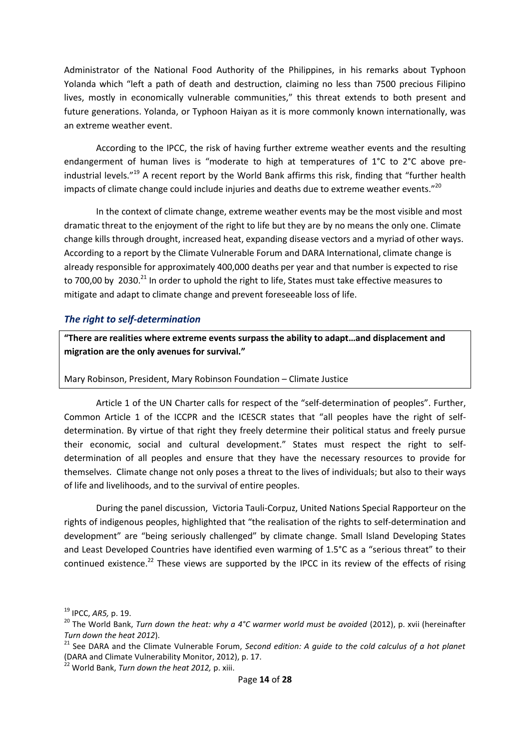Administrator of the National Food Authority of the Philippines, in his remarks about Typhoon Yolanda which "left a path of death and destruction, claiming no less than 7500 precious Filipino lives, mostly in economically vulnerable communities," this threat extends to both present and future generations. Yolanda, or Typhoon Haiyan as it is more commonly known internationally, was an extreme weather event.

According to the IPCC, the risk of having further extreme weather events and the resulting endangerment of human lives is "moderate to high at temperatures of 1°C to 2°C above pre-industrial levels."[19] A recent report by the World Bank affirms this risk, finding that "further health impacts of climate change could include injuries and deaths due to extreme weather events."[20]

In the context of climate change, extreme weather events may be the most visible and most dramatic threat to the enjoyment of the right to life but they are by no means the only one. Climate change kills through drought, increased heat, expanding disease vectors and a myriad of other ways. According to a report by the Climate Vulnerable Forum and DARA International, climate change is already responsible for approximately 400,000 deaths per year and that number is expected to rise to 700,00 by 2030.[21] In order to uphold the right to life, States must take effective measures to mitigate and adapt to climate change and prevent foreseeable loss of life.

### *The right to self-determination*

> **"There are realities where extreme events surpass the ability to adapt…and displacement and migration are the only avenues for survival."**
>
> Mary Robinson, President, Mary Robinson Foundation – Climate Justice

Article 1 of the UN Charter calls for respect of the "self-determination of peoples". Further, Common Article 1 of the ICCPR and the ICESCR states that "all peoples have the right of self-determination. By virtue of that right they freely determine their political status and freely pursue their economic, social and cultural development." States must respect the right to self-determination of all peoples and ensure that they have the necessary resources to provide for themselves. Climate change not only poses a threat to the lives of individuals; but also to their ways of life and livelihoods, and to the survival of entire peoples.

During the panel discussion, Victoria Tauli-Corpuz, United Nations Special Rapporteur on the rights of indigenous peoples, highlighted that "the realisation of the rights to self-determination and development" are "being seriously challenged" by climate change. Small Island Developing States and Least Developed Countries have identified even warming of 1.5°C as a "serious threat" to their continued existence.[22] These views are supported by the IPCC in its review of the effects of rising

---

[19] IPCC, *AR5,* p. 19.

[20] The World Bank, *Turn down the heat: why a 4°C warmer world must be avoided* (2012), p. xvii (hereinafter *Turn down the heat 2012*).

[21] See DARA and the Climate Vulnerable Forum, *Second edition: A guide to the cold calculus of a hot planet* (DARA and Climate Vulnerability Monitor, 2012), p. 17.

[22] World Bank, *Turn down the heat 2012,* p. xiii.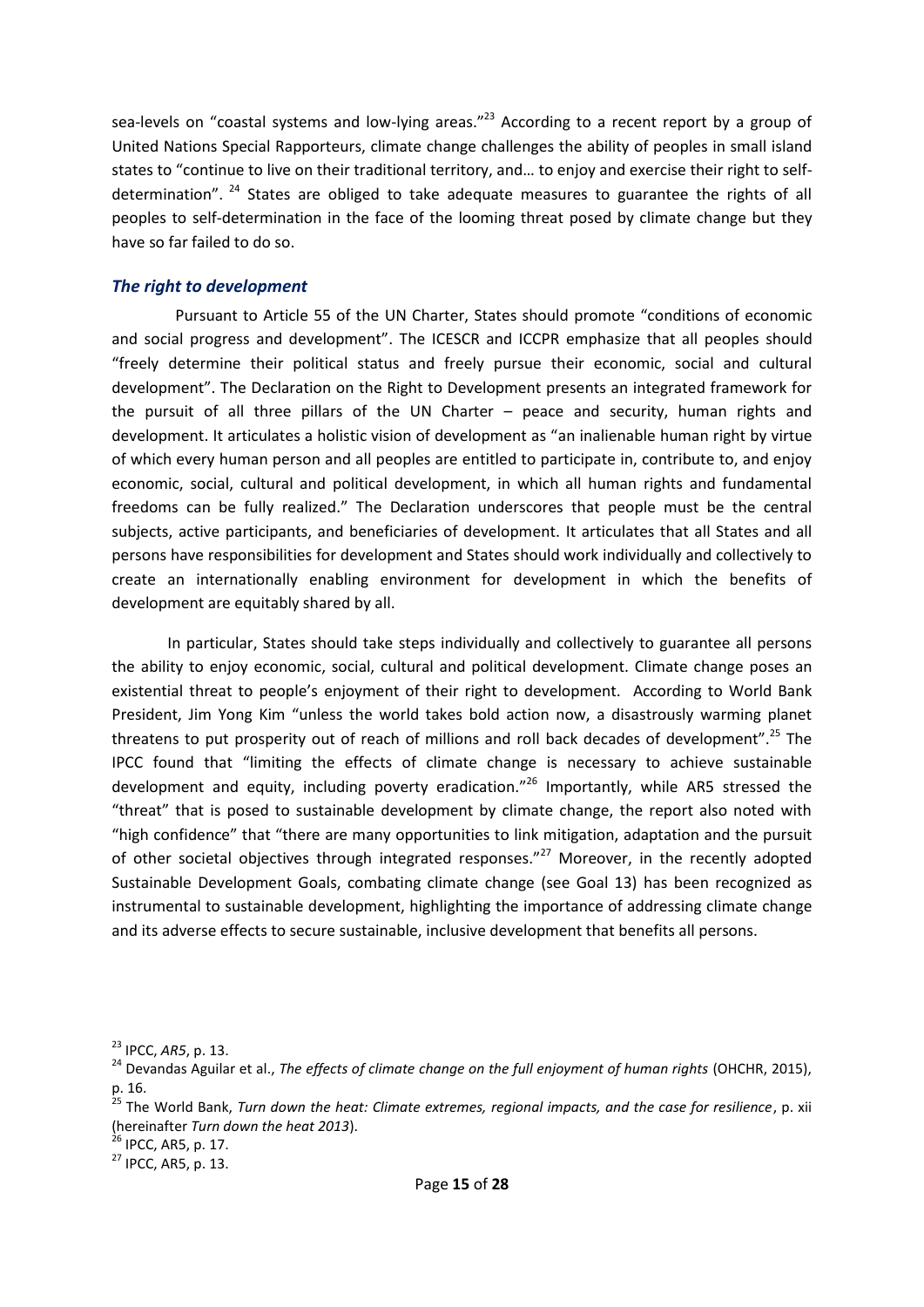sea-levels on "coastal systems and low-lying areas."[23] According to a recent report by a group of United Nations Special Rapporteurs, climate change challenges the ability of peoples in small island states to "continue to live on their traditional territory, and… to enjoy and exercise their right to self-determination". [24] States are obliged to take adequate measures to guarantee the rights of all peoples to self-determination in the face of the looming threat posed by climate change but they have so far failed to do so.

### *The right to development*

Pursuant to Article 55 of the UN Charter, States should promote "conditions of economic and social progress and development". The ICESCR and ICCPR emphasize that all peoples should "freely determine their political status and freely pursue their economic, social and cultural development". The Declaration on the Right to Development presents an integrated framework for the pursuit of all three pillars of the UN Charter – peace and security, human rights and development. It articulates a holistic vision of development as "an inalienable human right by virtue of which every human person and all peoples are entitled to participate in, contribute to, and enjoy economic, social, cultural and political development, in which all human rights and fundamental freedoms can be fully realized." The Declaration underscores that people must be the central subjects, active participants, and beneficiaries of development. It articulates that all States and all persons have responsibilities for development and States should work individually and collectively to create an internationally enabling environment for development in which the benefits of development are equitably shared by all.

In particular, States should take steps individually and collectively to guarantee all persons the ability to enjoy economic, social, cultural and political development. Climate change poses an existential threat to people's enjoyment of their right to development. According to World Bank President, Jim Yong Kim "unless the world takes bold action now, a disastrously warming planet threatens to put prosperity out of reach of millions and roll back decades of development".[25] The IPCC found that "limiting the effects of climate change is necessary to achieve sustainable development and equity, including poverty eradication."[26] Importantly, while AR5 stressed the "threat" that is posed to sustainable development by climate change, the report also noted with "high confidence" that "there are many opportunities to link mitigation, adaptation and the pursuit of other societal objectives through integrated responses."[27] Moreover, in the recently adopted Sustainable Development Goals, combating climate change (see Goal 13) has been recognized as instrumental to sustainable development, highlighting the importance of addressing climate change and its adverse effects to secure sustainable, inclusive development that benefits all persons.

---

[23] IPCC, *AR5*, p. 13.

[24] Devandas Aguilar et al., *The effects of climate change on the full enjoyment of human rights* (OHCHR, 2015), p. 16.

[25] The World Bank, *Turn down the heat: Climate extremes, regional impacts, and the case for resilience*, p. xii (hereinafter *Turn down the heat 2013*).

[26] IPCC, AR5, p. 17.

[27] IPCC, AR5, p. 13.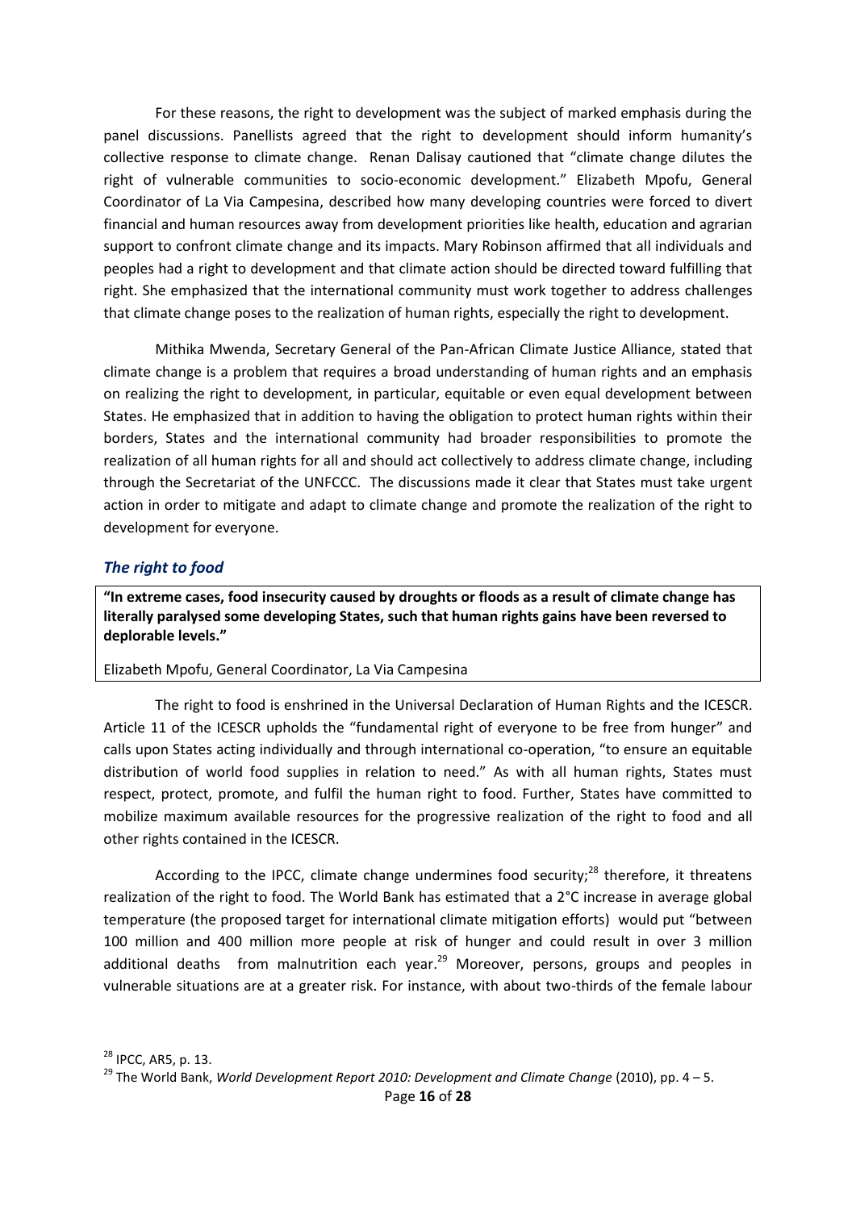For these reasons, the right to development was the subject of marked emphasis during the panel discussions. Panellists agreed that the right to development should inform humanity's collective response to climate change. Renan Dalisay cautioned that "climate change dilutes the right of vulnerable communities to socio-economic development." Elizabeth Mpofu, General Coordinator of La Via Campesina, described how many developing countries were forced to divert financial and human resources away from development priorities like health, education and agrarian support to confront climate change and its impacts. Mary Robinson affirmed that all individuals and peoples had a right to development and that climate action should be directed toward fulfilling that right. She emphasized that the international community must work together to address challenges that climate change poses to the realization of human rights, especially the right to development.

Mithika Mwenda, Secretary General of the Pan-African Climate Justice Alliance, stated that climate change is a problem that requires a broad understanding of human rights and an emphasis on realizing the right to development, in particular, equitable or even equal development between States. He emphasized that in addition to having the obligation to protect human rights within their borders, States and the international community had broader responsibilities to promote the realization of all human rights for all and should act collectively to address climate change, including through the Secretariat of the UNFCCC. The discussions made it clear that States must take urgent action in order to mitigate and adapt to climate change and promote the realization of the right to development for everyone.

### *The right to food*

> **"In extreme cases, food insecurity caused by droughts or floods as a result of climate change has literally paralysed some developing States, such that human rights gains have been reversed to deplorable levels."**
>
> Elizabeth Mpofu, General Coordinator, La Via Campesina

The right to food is enshrined in the Universal Declaration of Human Rights and the ICESCR. Article 11 of the ICESCR upholds the "fundamental right of everyone to be free from hunger" and calls upon States acting individually and through international co-operation, "to ensure an equitable distribution of world food supplies in relation to need." As with all human rights, States must respect, protect, promote, and fulfil the human right to food. Further, States have committed to mobilize maximum available resources for the progressive realization of the right to food and all other rights contained in the ICESCR.

According to the IPCC, climate change undermines food security;[28] therefore, it threatens realization of the right to food. The World Bank has estimated that a 2°C increase in average global temperature (the proposed target for international climate mitigation efforts) would put "between 100 million and 400 million more people at risk of hunger and could result in over 3 million additional deaths from malnutrition each year.[29] Moreover, persons, groups and peoples in vulnerable situations are at a greater risk. For instance, with about two-thirds of the female labour

---

[28] IPCC, AR5, p. 13.

[29] The World Bank, *World Development Report 2010: Development and Climate Change* (2010), pp. 4 – 5.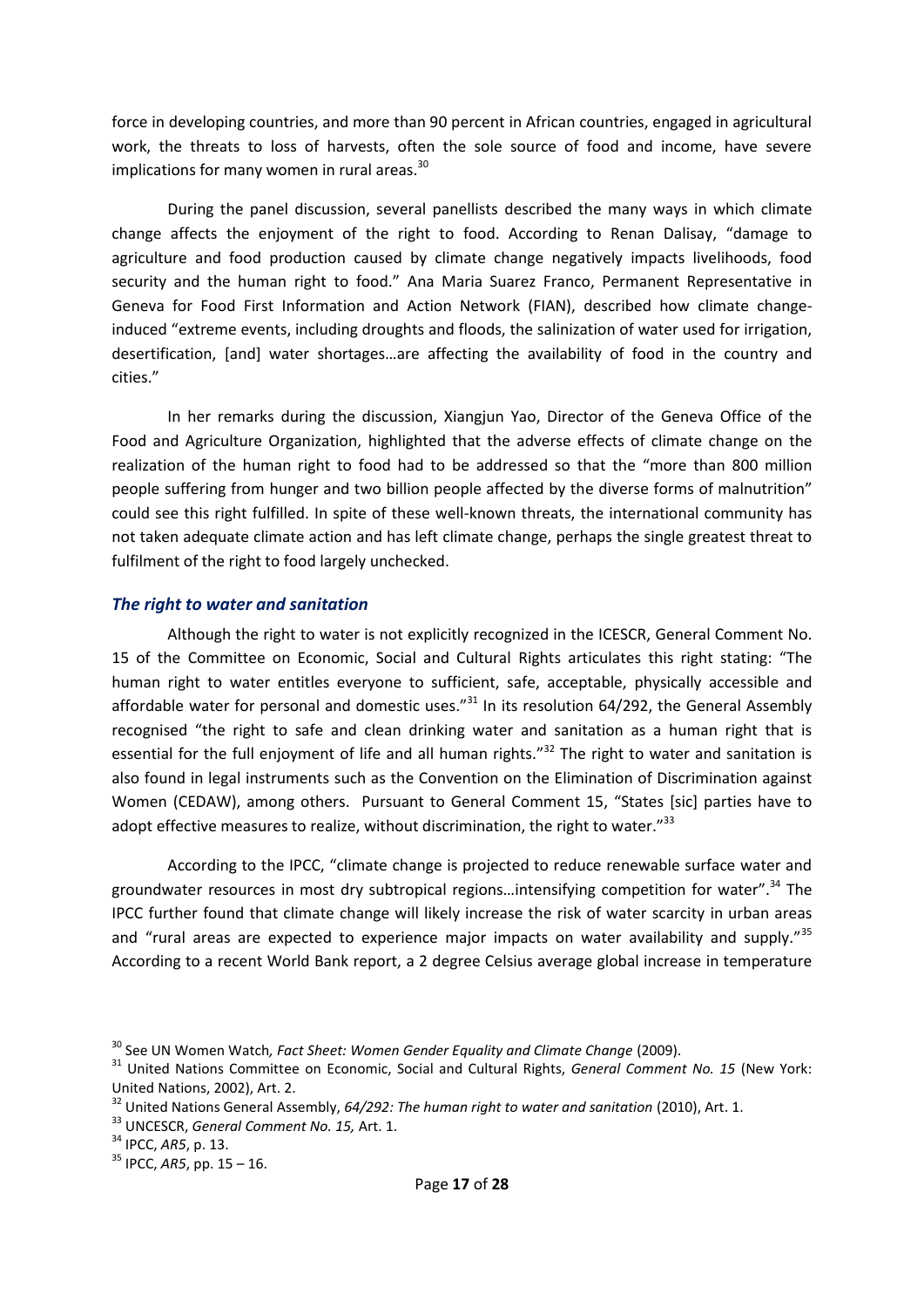force in developing countries, and more than 90 percent in African countries, engaged in agricultural work, the threats to loss of harvests, often the sole source of food and income, have severe implications for many women in rural areas.[30]

During the panel discussion, several panellists described the many ways in which climate change affects the enjoyment of the right to food. According to Renan Dalisay, "damage to agriculture and food production caused by climate change negatively impacts livelihoods, food security and the human right to food." Ana Maria Suarez Franco, Permanent Representative in Geneva for Food First Information and Action Network (FIAN), described how climate change-induced "extreme events, including droughts and floods, the salinization of water used for irrigation, desertification, [and] water shortages…are affecting the availability of food in the country and cities."

In her remarks during the discussion, Xiangjun Yao, Director of the Geneva Office of the Food and Agriculture Organization, highlighted that the adverse effects of climate change on the realization of the human right to food had to be addressed so that the "more than 800 million people suffering from hunger and two billion people affected by the diverse forms of malnutrition" could see this right fulfilled. In spite of these well-known threats, the international community has not taken adequate climate action and has left climate change, perhaps the single greatest threat to fulfilment of the right to food largely unchecked.

### *The right to water and sanitation*

Although the right to water is not explicitly recognized in the ICESCR, General Comment No. 15 of the Committee on Economic, Social and Cultural Rights articulates this right stating: "The human right to water entitles everyone to sufficient, safe, acceptable, physically accessible and affordable water for personal and domestic uses."[31] In its resolution 64/292, the General Assembly recognised "the right to safe and clean drinking water and sanitation as a human right that is essential for the full enjoyment of life and all human rights."[32] The right to water and sanitation is also found in legal instruments such as the Convention on the Elimination of Discrimination against Women (CEDAW), among others. Pursuant to General Comment 15, "States [sic] parties have to adopt effective measures to realize, without discrimination, the right to water."[33]

According to the IPCC, "climate change is projected to reduce renewable surface water and groundwater resources in most dry subtropical regions…intensifying competition for water".[34] The IPCC further found that climate change will likely increase the risk of water scarcity in urban areas and "rural areas are expected to experience major impacts on water availability and supply."[35] According to a recent World Bank report, a 2 degree Celsius average global increase in temperature

---

[30] See UN Women Watch*, Fact Sheet: Women Gender Equality and Climate Change* (2009).

[31] United Nations Committee on Economic, Social and Cultural Rights, *General Comment No. 15* (New York: United Nations, 2002), Art. 2.

[32] United Nations General Assembly, *64/292: The human right to water and sanitation* (2010), Art. 1.

[33] UNCESCR, *General Comment No. 15,* Art. 1.

[34] IPCC, *AR5*, p. 13.

[35] IPCC, *AR5*, pp. 15 – 16.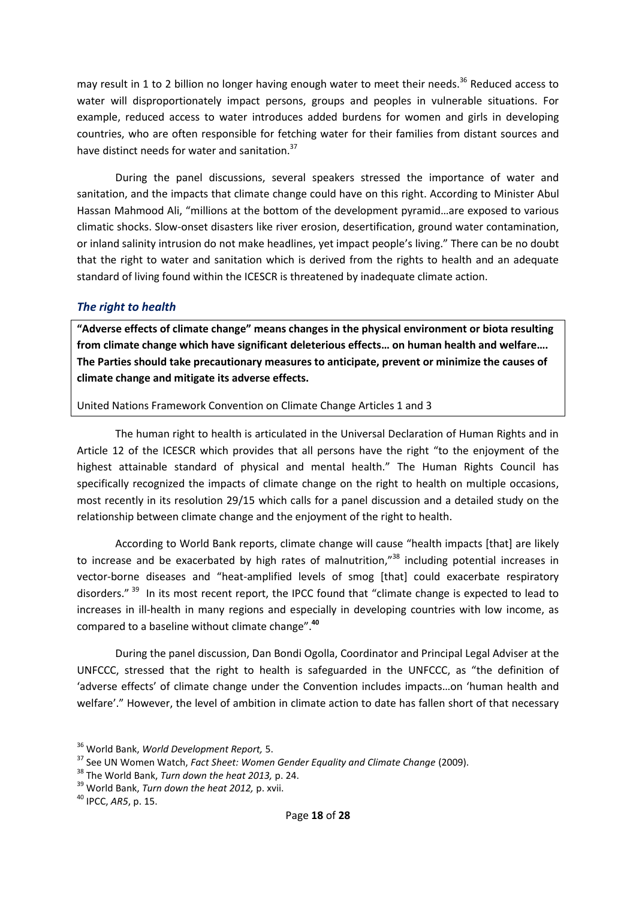may result in 1 to 2 billion no longer having enough water to meet their needs.[36] Reduced access to water will disproportionately impact persons, groups and peoples in vulnerable situations. For example, reduced access to water introduces added burdens for women and girls in developing countries, who are often responsible for fetching water for their families from distant sources and have distinct needs for water and sanitation.[37]

During the panel discussions, several speakers stressed the importance of water and sanitation, and the impacts that climate change could have on this right. According to Minister Abul Hassan Mahmood Ali, "millions at the bottom of the development pyramid…are exposed to various climatic shocks. Slow-onset disasters like river erosion, desertification, ground water contamination, or inland salinity intrusion do not make headlines, yet impact people's living." There can be no doubt that the right to water and sanitation which is derived from the rights to health and an adequate standard of living found within the ICESCR is threatened by inadequate climate action.

### *The right to health*

> **"Adverse effects of climate change" means changes in the physical environment or biota resulting from climate change which have significant deleterious effects… on human health and welfare…. The Parties should take precautionary measures to anticipate, prevent or minimize the causes of climate change and mitigate its adverse effects.**
>
> United Nations Framework Convention on Climate Change Articles 1 and 3

The human right to health is articulated in the Universal Declaration of Human Rights and in Article 12 of the ICESCR which provides that all persons have the right "to the enjoyment of the highest attainable standard of physical and mental health." The Human Rights Council has specifically recognized the impacts of climate change on the right to health on multiple occasions, most recently in its resolution 29/15 which calls for a panel discussion and a detailed study on the relationship between climate change and the enjoyment of the right to health.

According to World Bank reports, climate change will cause "health impacts [that] are likely to increase and be exacerbated by high rates of malnutrition,"[38] including potential increases in vector-borne diseases and "heat-amplified levels of smog [that] could exacerbate respiratory disorders."[39] In its most recent report, the IPCC found that "climate change is expected to lead to increases in ill-health in many regions and especially in developing countries with low income, as compared to a baseline without climate change".[40]

During the panel discussion, Dan Bondi Ogolla, Coordinator and Principal Legal Adviser at the UNFCCC, stressed that the right to health is safeguarded in the UNFCCC, as "the definition of 'adverse effects' of climate change under the Convention includes impacts…on 'human health and welfare'." However, the level of ambition in climate action to date has fallen short of that necessary

---

[36] World Bank, *World Development Report,* 5.

[37] See UN Women Watch, *Fact Sheet: Women Gender Equality and Climate Change* (2009).

[38] The World Bank, *Turn down the heat 2013,* p. 24.

[39] World Bank, *Turn down the heat 2012,* p. xvii.

[40] IPCC, *AR5*, p. 15.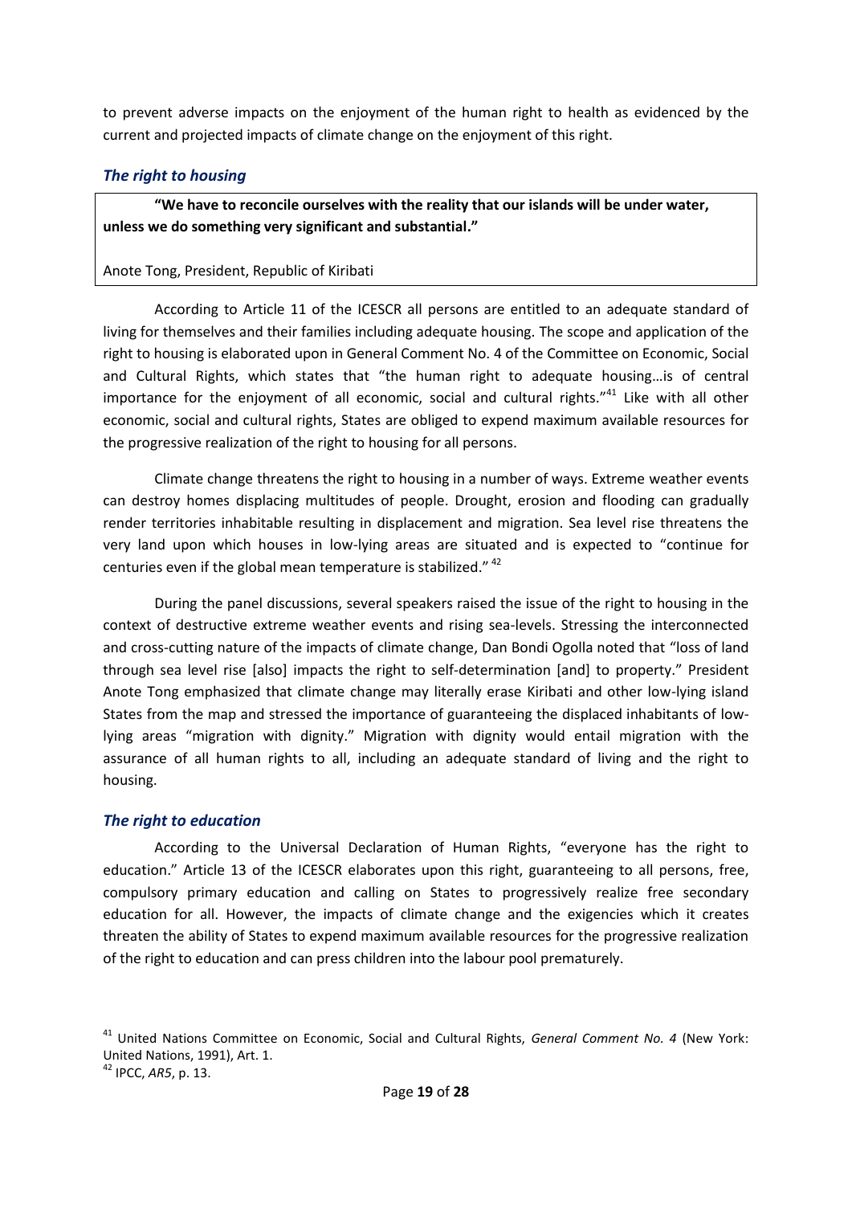to prevent adverse impacts on the enjoyment of the human right to health as evidenced by the current and projected impacts of climate change on the enjoyment of this right.

### *The right to housing*

> **"We have to reconcile ourselves with the reality that our islands will be under water, unless we do something very significant and substantial."**
>
> Anote Tong, President, Republic of Kiribati

According to Article 11 of the ICESCR all persons are entitled to an adequate standard of living for themselves and their families including adequate housing. The scope and application of the right to housing is elaborated upon in General Comment No. 4 of the Committee on Economic, Social and Cultural Rights, which states that "the human right to adequate housing…is of central importance for the enjoyment of all economic, social and cultural rights."[41] Like with all other economic, social and cultural rights, States are obliged to expend maximum available resources for the progressive realization of the right to housing for all persons.

Climate change threatens the right to housing in a number of ways. Extreme weather events can destroy homes displacing multitudes of people. Drought, erosion and flooding can gradually render territories inhabitable resulting in displacement and migration. Sea level rise threatens the very land upon which houses in low-lying areas are situated and is expected to "continue for centuries even if the global mean temperature is stabilized."[42]

During the panel discussions, several speakers raised the issue of the right to housing in the context of destructive extreme weather events and rising sea-levels. Stressing the interconnected and cross-cutting nature of the impacts of climate change, Dan Bondi Ogolla noted that "loss of land through sea level rise [also] impacts the right to self-determination [and] to property." President Anote Tong emphasized that climate change may literally erase Kiribati and other low-lying island States from the map and stressed the importance of guaranteeing the displaced inhabitants of low-lying areas "migration with dignity." Migration with dignity would entail migration with the assurance of all human rights to all, including an adequate standard of living and the right to housing.

### *The right to education*

According to the Universal Declaration of Human Rights, "everyone has the right to education." Article 13 of the ICESCR elaborates upon this right, guaranteeing to all persons, free, compulsory primary education and calling on States to progressively realize free secondary education for all. However, the impacts of climate change and the exigencies which it creates threaten the ability of States to expend maximum available resources for the progressive realization of the right to education and can press children into the labour pool prematurely.

[41] United Nations Committee on Economic, Social and Cultural Rights, *General Comment No. 4* (New York: United Nations, 1991), Art. 1.

[42] IPCC, *AR5*, p. 13.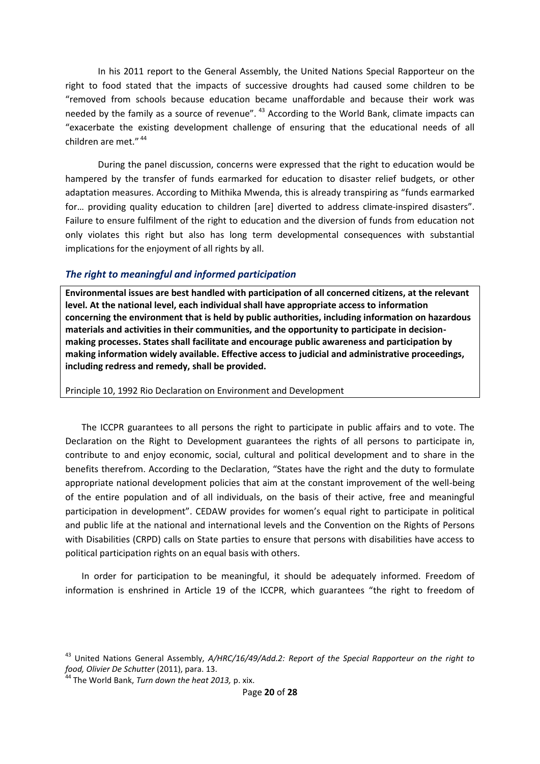In his 2011 report to the General Assembly, the United Nations Special Rapporteur on the right to food stated that the impacts of successive droughts had caused some children to be "removed from schools because education became unaffordable and because their work was needed by the family as a source of revenue". [43] According to the World Bank, climate impacts can "exacerbate the existing development challenge of ensuring that the educational needs of all children are met." [44]

During the panel discussion, concerns were expressed that the right to education would be hampered by the transfer of funds earmarked for education to disaster relief budgets, or other adaptation measures. According to Mithika Mwenda, this is already transpiring as "funds earmarked for… providing quality education to children [are] diverted to address climate-inspired disasters". Failure to ensure fulfilment of the right to education and the diversion of funds from education not only violates this right but also has long term developmental consequences with substantial implications for the enjoyment of all rights by all.

### *The right to meaningful and informed participation*

> **Environmental issues are best handled with participation of all concerned citizens, at the relevant level. At the national level, each individual shall have appropriate access to information concerning the environment that is held by public authorities, including information on hazardous materials and activities in their communities, and the opportunity to participate in decision-making processes. States shall facilitate and encourage public awareness and participation by making information widely available. Effective access to judicial and administrative proceedings, including redress and remedy, shall be provided.**
>
> Principle 10, 1992 Rio Declaration on Environment and Development

The ICCPR guarantees to all persons the right to participate in public affairs and to vote. The Declaration on the Right to Development guarantees the rights of all persons to participate in, contribute to and enjoy economic, social, cultural and political development and to share in the benefits therefrom. According to the Declaration, "States have the right and the duty to formulate appropriate national development policies that aim at the constant improvement of the well-being of the entire population and of all individuals, on the basis of their active, free and meaningful participation in development". CEDAW provides for women's equal right to participate in political and public life at the national and international levels and the Convention on the Rights of Persons with Disabilities (CRPD) calls on State parties to ensure that persons with disabilities have access to political participation rights on an equal basis with others.

In order for participation to be meaningful, it should be adequately informed. Freedom of information is enshrined in Article 19 of the ICCPR, which guarantees "the right to freedom of

---

[43] United Nations General Assembly, *A/HRC/16/49/Add.2: Report of the Special Rapporteur on the right to food, Olivier De Schutter* (2011), para. 13.

[44] The World Bank, *Turn down the heat 2013,* p. xix.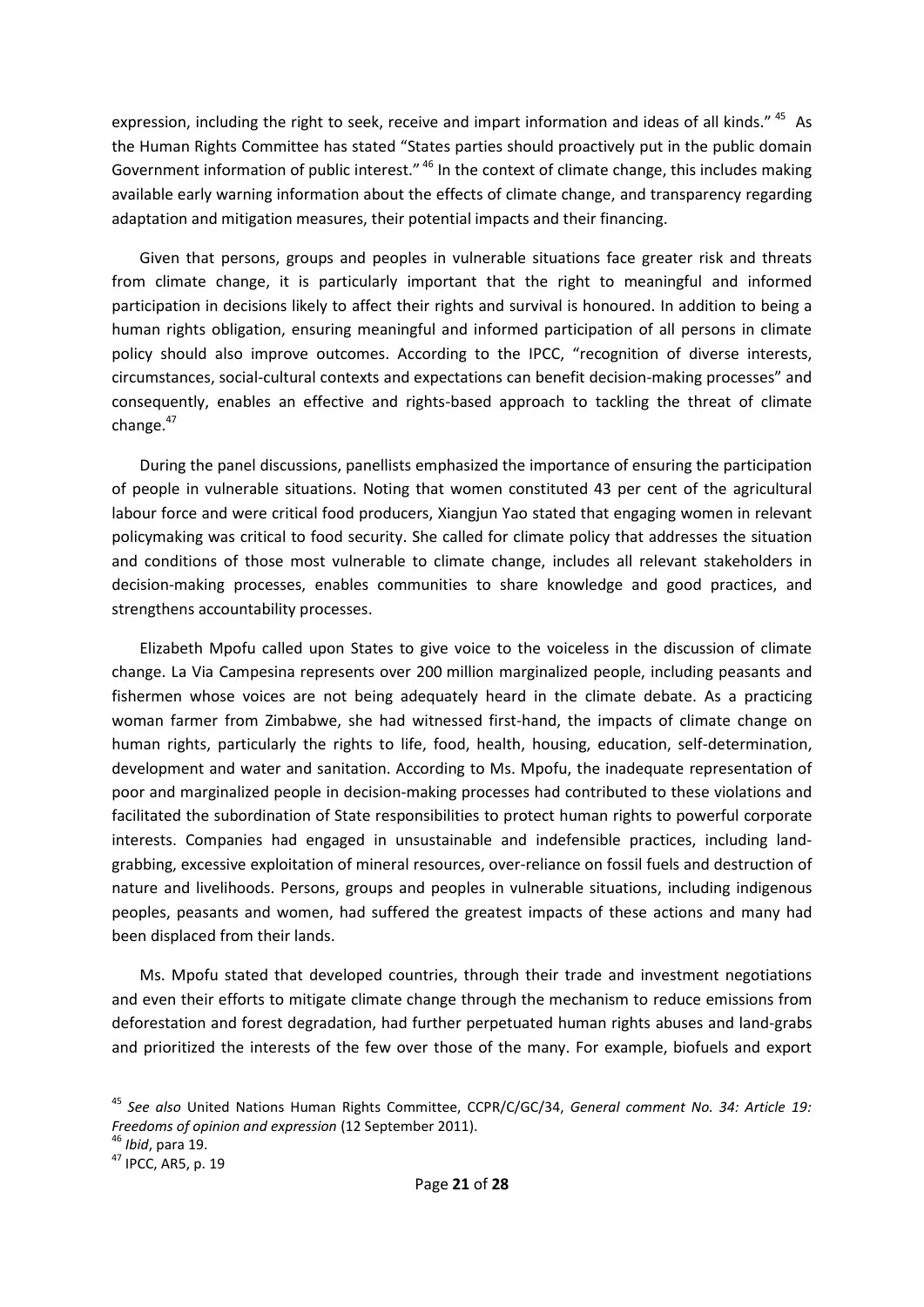expression, including the right to seek, receive and impart information and ideas of all kinds."[45] As the Human Rights Committee has stated "States parties should proactively put in the public domain Government information of public interest."[46] In the context of climate change, this includes making available early warning information about the effects of climate change, and transparency regarding adaptation and mitigation measures, their potential impacts and their financing.

Given that persons, groups and peoples in vulnerable situations face greater risk and threats from climate change, it is particularly important that the right to meaningful and informed participation in decisions likely to affect their rights and survival is honoured. In addition to being a human rights obligation, ensuring meaningful and informed participation of all persons in climate policy should also improve outcomes. According to the IPCC, "recognition of diverse interests, circumstances, social-cultural contexts and expectations can benefit decision-making processes" and consequently, enables an effective and rights-based approach to tackling the threat of climate change.[47]

During the panel discussions, panellists emphasized the importance of ensuring the participation of people in vulnerable situations. Noting that women constituted 43 per cent of the agricultural labour force and were critical food producers, Xiangjun Yao stated that engaging women in relevant policymaking was critical to food security. She called for climate policy that addresses the situation and conditions of those most vulnerable to climate change, includes all relevant stakeholders in decision-making processes, enables communities to share knowledge and good practices, and strengthens accountability processes.

Elizabeth Mpofu called upon States to give voice to the voiceless in the discussion of climate change. La Via Campesina represents over 200 million marginalized people, including peasants and fishermen whose voices are not being adequately heard in the climate debate. As a practicing woman farmer from Zimbabwe, she had witnessed first-hand, the impacts of climate change on human rights, particularly the rights to life, food, health, housing, education, self-determination, development and water and sanitation. According to Ms. Mpofu, the inadequate representation of poor and marginalized people in decision-making processes had contributed to these violations and facilitated the subordination of State responsibilities to protect human rights to powerful corporate interests. Companies had engaged in unsustainable and indefensible practices, including land-grabbing, excessive exploitation of mineral resources, over-reliance on fossil fuels and destruction of nature and livelihoods. Persons, groups and peoples in vulnerable situations, including indigenous peoples, peasants and women, had suffered the greatest impacts of these actions and many had been displaced from their lands.

Ms. Mpofu stated that developed countries, through their trade and investment negotiations and even their efforts to mitigate climate change through the mechanism to reduce emissions from deforestation and forest degradation, had further perpetuated human rights abuses and land-grabs and prioritized the interests of the few over those of the many. For example, biofuels and export

---

[45] *See also* United Nations Human Rights Committee, CCPR/C/GC/34, *General comment No. 34: Article 19: Freedoms of opinion and expression* (12 September 2011).

[46] *Ibid*, para 19.

[47] IPCC, AR5, p. 19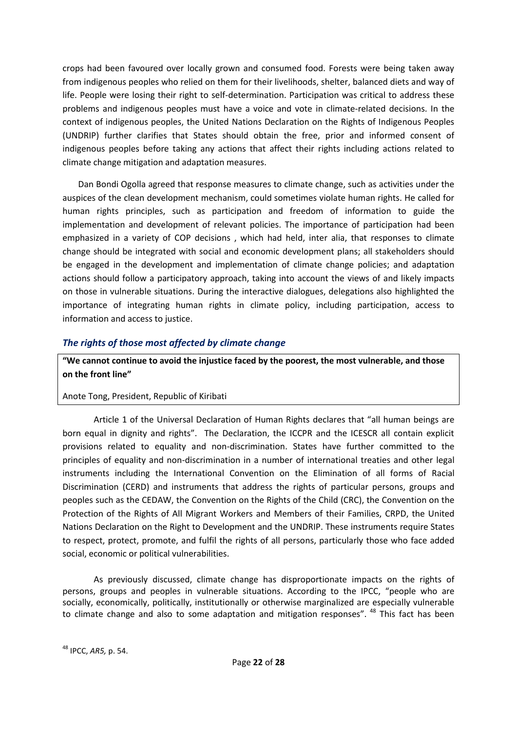crops had been favoured over locally grown and consumed food. Forests were being taken away from indigenous peoples who relied on them for their livelihoods, shelter, balanced diets and way of life. People were losing their right to self-determination. Participation was critical to address these problems and indigenous peoples must have a voice and vote in climate-related decisions. In the context of indigenous peoples, the United Nations Declaration on the Rights of Indigenous Peoples (UNDRIP) further clarifies that States should obtain the free, prior and informed consent of indigenous peoples before taking any actions that affect their rights including actions related to climate change mitigation and adaptation measures.

Dan Bondi Ogolla agreed that response measures to climate change, such as activities under the auspices of the clean development mechanism, could sometimes violate human rights. He called for human rights principles, such as participation and freedom of information to guide the implementation and development of relevant policies. The importance of participation had been emphasized in a variety of COP decisions , which had held, inter alia, that responses to climate change should be integrated with social and economic development plans; all stakeholders should be engaged in the development and implementation of climate change policies; and adaptation actions should follow a participatory approach, taking into account the views of and likely impacts on those in vulnerable situations. During the interactive dialogues, delegations also highlighted the importance of integrating human rights in climate policy, including participation, access to information and access to justice.

### *The rights of those most affected by climate change*

> **"We cannot continue to avoid the injustice faced by the poorest, the most vulnerable, and those on the front line"**
>
> Anote Tong, President, Republic of Kiribati

Article 1 of the Universal Declaration of Human Rights declares that "all human beings are born equal in dignity and rights". The Declaration, the ICCPR and the ICESCR all contain explicit provisions related to equality and non-discrimination. States have further committed to the principles of equality and non-discrimination in a number of international treaties and other legal instruments including the International Convention on the Elimination of all forms of Racial Discrimination (CERD) and instruments that address the rights of particular persons, groups and peoples such as the CEDAW, the Convention on the Rights of the Child (CRC), the Convention on the Protection of the Rights of All Migrant Workers and Members of their Families, CRPD, the United Nations Declaration on the Right to Development and the UNDRIP. These instruments require States to respect, protect, promote, and fulfil the rights of all persons, particularly those who face added social, economic or political vulnerabilities.

As previously discussed, climate change has disproportionate impacts on the rights of persons, groups and peoples in vulnerable situations. According to the IPCC, "people who are socially, economically, politically, institutionally or otherwise marginalized are especially vulnerable to climate change and also to some adaptation and mitigation responses". [48] This fact has been

[48] IPCC, *AR5,* p. 54.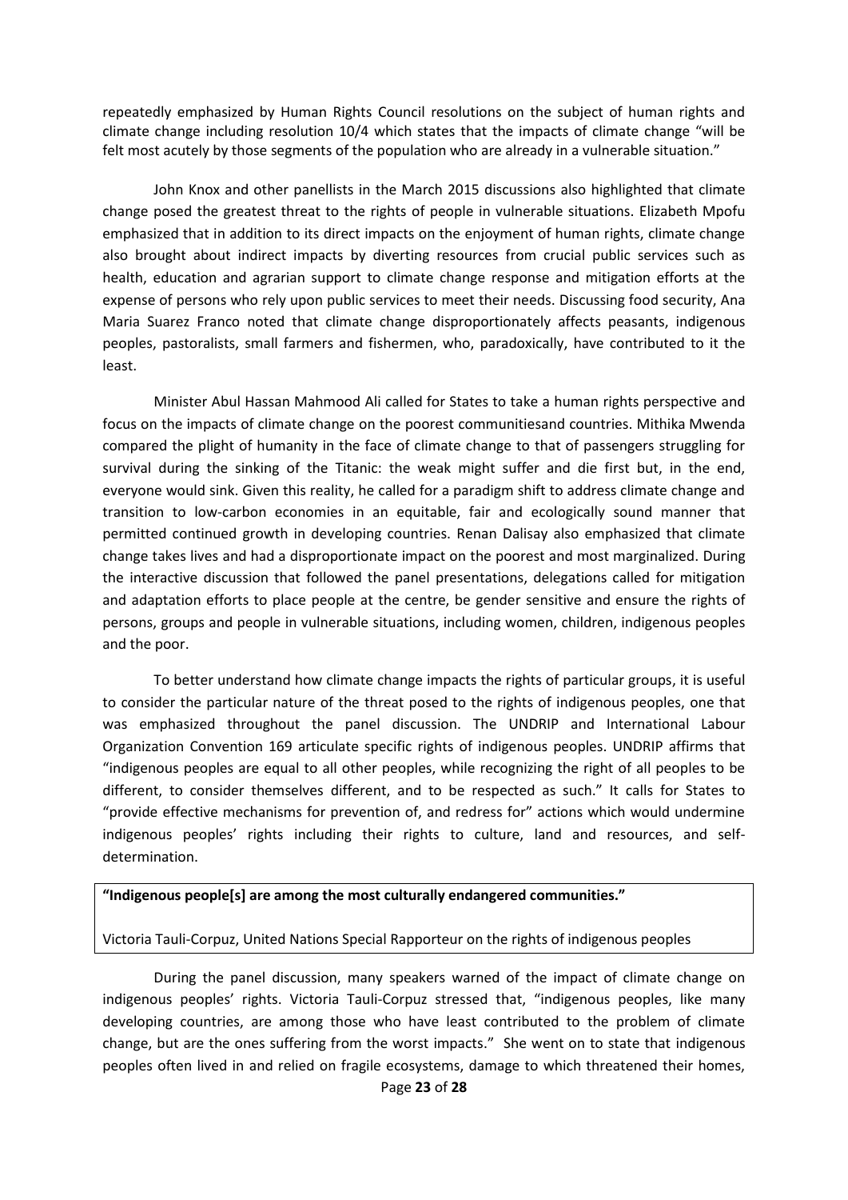repeatedly emphasized by Human Rights Council resolutions on the subject of human rights and climate change including resolution 10/4 which states that the impacts of climate change "will be felt most acutely by those segments of the population who are already in a vulnerable situation."

John Knox and other panellists in the March 2015 discussions also highlighted that climate change posed the greatest threat to the rights of people in vulnerable situations. Elizabeth Mpofu emphasized that in addition to its direct impacts on the enjoyment of human rights, climate change also brought about indirect impacts by diverting resources from crucial public services such as health, education and agrarian support to climate change response and mitigation efforts at the expense of persons who rely upon public services to meet their needs. Discussing food security, Ana Maria Suarez Franco noted that climate change disproportionately affects peasants, indigenous peoples, pastoralists, small farmers and fishermen, who, paradoxically, have contributed to it the least.

Minister Abul Hassan Mahmood Ali called for States to take a human rights perspective and focus on the impacts of climate change on the poorest communitiesand countries. Mithika Mwenda compared the plight of humanity in the face of climate change to that of passengers struggling for survival during the sinking of the Titanic: the weak might suffer and die first but, in the end, everyone would sink. Given this reality, he called for a paradigm shift to address climate change and transition to low-carbon economies in an equitable, fair and ecologically sound manner that permitted continued growth in developing countries. Renan Dalisay also emphasized that climate change takes lives and had a disproportionate impact on the poorest and most marginalized. During the interactive discussion that followed the panel presentations, delegations called for mitigation and adaptation efforts to place people at the centre, be gender sensitive and ensure the rights of persons, groups and people in vulnerable situations, including women, children, indigenous peoples and the poor.

To better understand how climate change impacts the rights of particular groups, it is useful to consider the particular nature of the threat posed to the rights of indigenous peoples, one that was emphasized throughout the panel discussion. The UNDRIP and International Labour Organization Convention 169 articulate specific rights of indigenous peoples. UNDRIP affirms that "indigenous peoples are equal to all other peoples, while recognizing the right of all peoples to be different, to consider themselves different, and to be respected as such." It calls for States to "provide effective mechanisms for prevention of, and redress for" actions which would undermine indigenous peoples' rights including their rights to culture, land and resources, and self-determination.

> **"Indigenous people[s] are among the most culturally endangered communities."**
>
> Victoria Tauli-Corpuz, United Nations Special Rapporteur on the rights of indigenous peoples

During the panel discussion, many speakers warned of the impact of climate change on indigenous peoples' rights. Victoria Tauli-Corpuz stressed that, "indigenous peoples, like many developing countries, are among those who have least contributed to the problem of climate change, but are the ones suffering from the worst impacts." She went on to state that indigenous peoples often lived in and relied on fragile ecosystems, damage to which threatened their homes,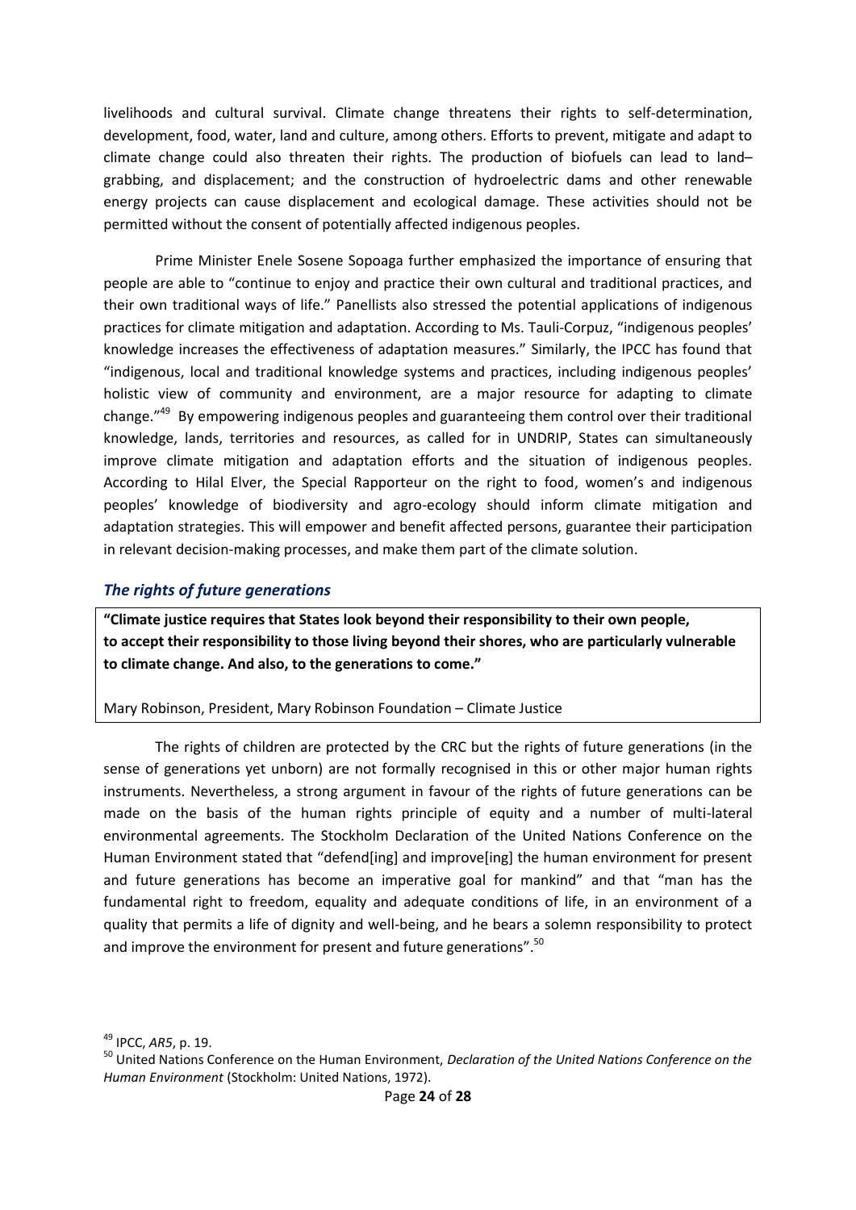livelihoods and cultural survival. Climate change threatens their rights to self-determination, development, food, water, land and culture, among others. Efforts to prevent, mitigate and adapt to climate change could also threaten their rights. The production of biofuels can lead to land–grabbing, and displacement; and the construction of hydroelectric dams and other renewable energy projects can cause displacement and ecological damage. These activities should not be permitted without the consent of potentially affected indigenous peoples.

Prime Minister Enele Sosene Sopoaga further emphasized the importance of ensuring that people are able to "continue to enjoy and practice their own cultural and traditional practices, and their own traditional ways of life." Panellists also stressed the potential applications of indigenous practices for climate mitigation and adaptation. According to Ms. Tauli-Corpuz, "indigenous peoples' knowledge increases the effectiveness of adaptation measures." Similarly, the IPCC has found that "indigenous, local and traditional knowledge systems and practices, including indigenous peoples' holistic view of community and environment, are a major resource for adapting to climate change."[49] By empowering indigenous peoples and guaranteeing them control over their traditional knowledge, lands, territories and resources, as called for in UNDRIP, States can simultaneously improve climate mitigation and adaptation efforts and the situation of indigenous peoples. According to Hilal Elver, the Special Rapporteur on the right to food, women's and indigenous peoples' knowledge of biodiversity and agro-ecology should inform climate mitigation and adaptation strategies. This will empower and benefit affected persons, guarantee their participation in relevant decision-making processes, and make them part of the climate solution.

### *The rights of future generations*

> **"Climate justice requires that States look beyond their responsibility to their own people, to accept their responsibility to those living beyond their shores, who are particularly vulnerable to climate change. And also, to the generations to come."**
>
> Mary Robinson, President, Mary Robinson Foundation – Climate Justice

The rights of children are protected by the CRC but the rights of future generations (in the sense of generations yet unborn) are not formally recognised in this or other major human rights instruments. Nevertheless, a strong argument in favour of the rights of future generations can be made on the basis of the human rights principle of equity and a number of multi-lateral environmental agreements. The Stockholm Declaration of the United Nations Conference on the Human Environment stated that "defend[ing] and improve[ing] the human environment for present and future generations has become an imperative goal for mankind" and that "man has the fundamental right to freedom, equality and adequate conditions of life, in an environment of a quality that permits a life of dignity and well-being, and he bears a solemn responsibility to protect and improve the environment for present and future generations".[50]

---

[49] IPCC, *AR5*, p. 19.

[50] United Nations Conference on the Human Environment, *Declaration of the United Nations Conference on the Human Environment* (Stockholm: United Nations, 1972).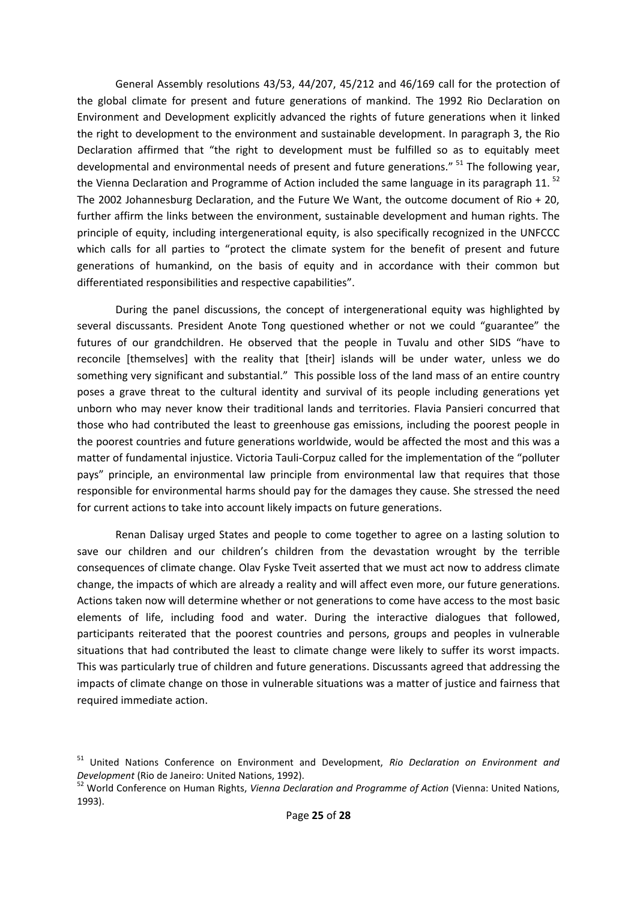General Assembly resolutions 43/53, 44/207, 45/212 and 46/169 call for the protection of the global climate for present and future generations of mankind. The 1992 Rio Declaration on Environment and Development explicitly advanced the rights of future generations when it linked the right to development to the environment and sustainable development. In paragraph 3, the Rio Declaration affirmed that "the right to development must be fulfilled so as to equitably meet developmental and environmental needs of present and future generations." [51] The following year, the Vienna Declaration and Programme of Action included the same language in its paragraph 11. [52] The 2002 Johannesburg Declaration, and the Future We Want, the outcome document of Rio + 20, further affirm the links between the environment, sustainable development and human rights. The principle of equity, including intergenerational equity, is also specifically recognized in the UNFCCC which calls for all parties to "protect the climate system for the benefit of present and future generations of humankind, on the basis of equity and in accordance with their common but differentiated responsibilities and respective capabilities".

During the panel discussions, the concept of intergenerational equity was highlighted by several discussants. President Anote Tong questioned whether or not we could "guarantee" the futures of our grandchildren. He observed that the people in Tuvalu and other SIDS "have to reconcile [themselves] with the reality that [their] islands will be under water, unless we do something very significant and substantial." This possible loss of the land mass of an entire country poses a grave threat to the cultural identity and survival of its people including generations yet unborn who may never know their traditional lands and territories. Flavia Pansieri concurred that those who had contributed the least to greenhouse gas emissions, including the poorest people in the poorest countries and future generations worldwide, would be affected the most and this was a matter of fundamental injustice. Victoria Tauli-Corpuz called for the implementation of the "polluter pays" principle, an environmental law principle from environmental law that requires that those responsible for environmental harms should pay for the damages they cause. She stressed the need for current actions to take into account likely impacts on future generations.

Renan Dalisay urged States and people to come together to agree on a lasting solution to save our children and our children's children from the devastation wrought by the terrible consequences of climate change. Olav Fyske Tveit asserted that we must act now to address climate change, the impacts of which are already a reality and will affect even more, our future generations. Actions taken now will determine whether or not generations to come have access to the most basic elements of life, including food and water. During the interactive dialogues that followed, participants reiterated that the poorest countries and persons, groups and peoples in vulnerable situations that had contributed the least to climate change were likely to suffer its worst impacts. This was particularly true of children and future generations. Discussants agreed that addressing the impacts of climate change on those in vulnerable situations was a matter of justice and fairness that required immediate action.

[51] United Nations Conference on Environment and Development, *Rio Declaration on Environment and Development* (Rio de Janeiro: United Nations, 1992).

[52] World Conference on Human Rights, *Vienna Declaration and Programme of Action* (Vienna: United Nations, 1993).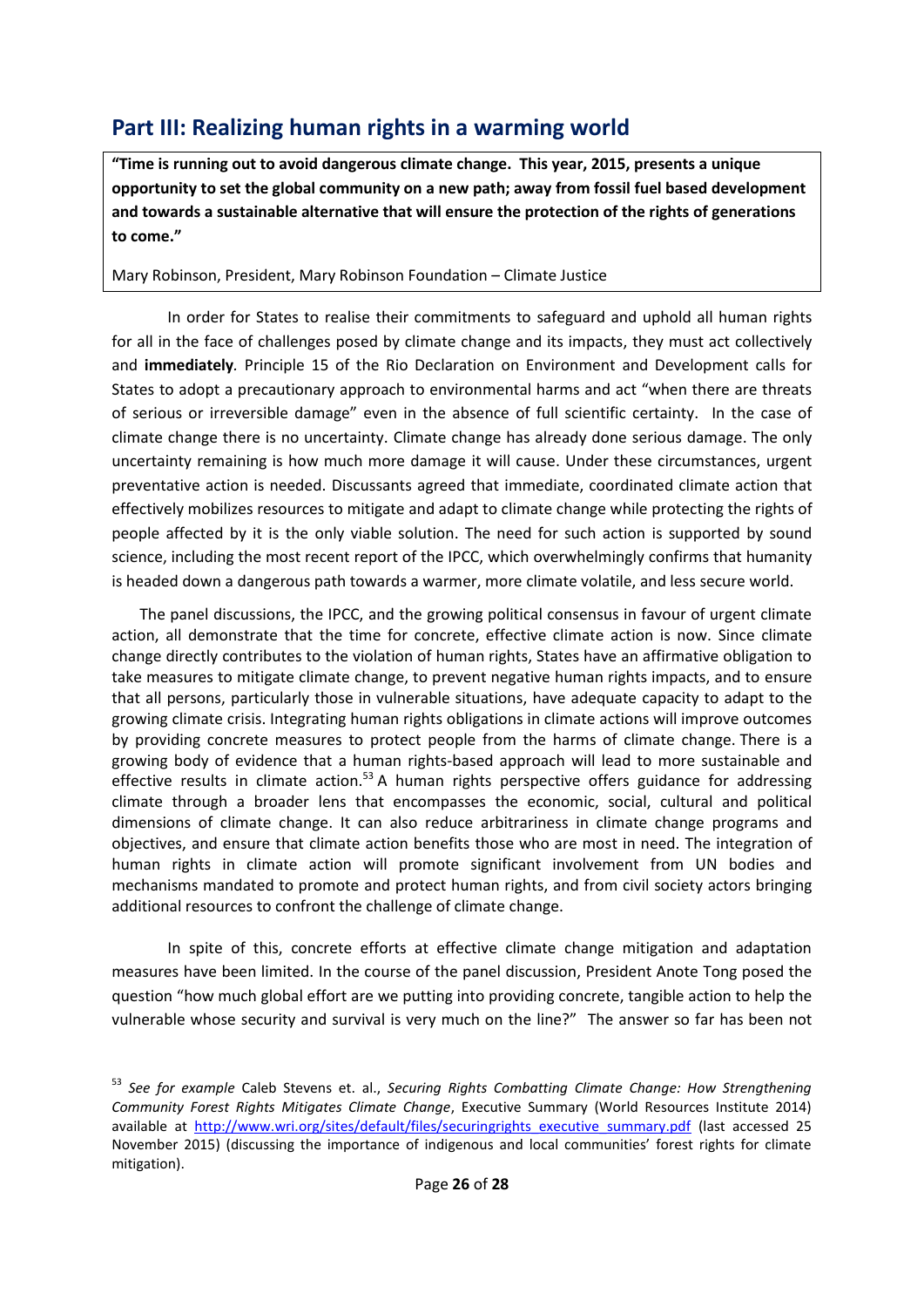## Part III: Realizing human rights in a warming world

> **"Time is running out to avoid dangerous climate change. This year, 2015, presents a unique opportunity to set the global community on a new path; away from fossil fuel based development and towards a sustainable alternative that will ensure the protection of the rights of generations to come."**
>
> Mary Robinson, President, Mary Robinson Foundation – Climate Justice

In order for States to realise their commitments to safeguard and uphold all human rights for all in the face of challenges posed by climate change and its impacts, they must act collectively and **immediately***.* Principle 15 of the Rio Declaration on Environment and Development calls for States to adopt a precautionary approach to environmental harms and act "when there are threats of serious or irreversible damage" even in the absence of full scientific certainty. In the case of climate change there is no uncertainty. Climate change has already done serious damage. The only uncertainty remaining is how much more damage it will cause. Under these circumstances, urgent preventative action is needed. Discussants agreed that immediate, coordinated climate action that effectively mobilizes resources to mitigate and adapt to climate change while protecting the rights of people affected by it is the only viable solution. The need for such action is supported by sound science, including the most recent report of the IPCC, which overwhelmingly confirms that humanity is headed down a dangerous path towards a warmer, more climate volatile, and less secure world.

The panel discussions, the IPCC, and the growing political consensus in favour of urgent climate action, all demonstrate that the time for concrete, effective climate action is now. Since climate change directly contributes to the violation of human rights, States have an affirmative obligation to take measures to mitigate climate change, to prevent negative human rights impacts, and to ensure that all persons, particularly those in vulnerable situations, have adequate capacity to adapt to the growing climate crisis. Integrating human rights obligations in climate actions will improve outcomes by providing concrete measures to protect people from the harms of climate change. There is a growing body of evidence that a human rights-based approach will lead to more sustainable and effective results in climate action.[53] A human rights perspective offers guidance for addressing climate through a broader lens that encompasses the economic, social, cultural and political dimensions of climate change. It can also reduce arbitrariness in climate change programs and objectives, and ensure that climate action benefits those who are most in need. The integration of human rights in climate action will promote significant involvement from UN bodies and mechanisms mandated to promote and protect human rights, and from civil society actors bringing additional resources to confront the challenge of climate change.

In spite of this, concrete efforts at effective climate change mitigation and adaptation measures have been limited. In the course of the panel discussion, President Anote Tong posed the question "how much global effort are we putting into providing concrete, tangible action to help the vulnerable whose security and survival is very much on the line?" The answer so far has been not

---

[53] *See for example* Caleb Stevens et. al., *Securing Rights Combatting Climate Change: How Strengthening Community Forest Rights Mitigates Climate Change*, Executive Summary (World Resources Institute 2014) available at http://www.wri.org/sites/default/files/securingrights_executive_summary.pdf (last accessed 25 November 2015) (discussing the importance of indigenous and local communities' forest rights for climate mitigation).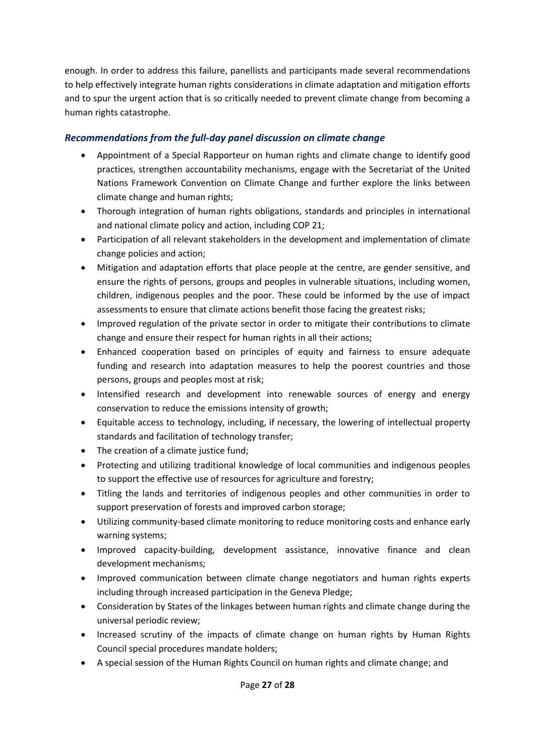enough. In order to address this failure, panellists and participants made several recommendations to help effectively integrate human rights considerations in climate adaptation and mitigation efforts and to spur the urgent action that is so critically needed to prevent climate change from becoming a human rights catastrophe.

### *Recommendations from the full-day panel discussion on climate change*

- Appointment of a Special Rapporteur on human rights and climate change to identify good practices, strengthen accountability mechanisms, engage with the Secretariat of the United Nations Framework Convention on Climate Change and further explore the links between climate change and human rights;
- Thorough integration of human rights obligations, standards and principles in international and national climate policy and action, including COP 21;
- Participation of all relevant stakeholders in the development and implementation of climate change policies and action;
- Mitigation and adaptation efforts that place people at the centre, are gender sensitive, and ensure the rights of persons, groups and peoples in vulnerable situations, including women, children, indigenous peoples and the poor. These could be informed by the use of impact assessments to ensure that climate actions benefit those facing the greatest risks;
- Improved regulation of the private sector in order to mitigate their contributions to climate change and ensure their respect for human rights in all their actions;
- Enhanced cooperation based on principles of equity and fairness to ensure adequate funding and research into adaptation measures to help the poorest countries and those persons, groups and peoples most at risk;
- Intensified research and development into renewable sources of energy and energy conservation to reduce the emissions intensity of growth;
- Equitable access to technology, including, if necessary, the lowering of intellectual property standards and facilitation of technology transfer;
- The creation of a climate justice fund;
- Protecting and utilizing traditional knowledge of local communities and indigenous peoples to support the effective use of resources for agriculture and forestry;
- Titling the lands and territories of indigenous peoples and other communities in order to support preservation of forests and improved carbon storage;
- Utilizing community-based climate monitoring to reduce monitoring costs and enhance early warning systems;
- Improved capacity-building, development assistance, innovative finance and clean development mechanisms;
- Improved communication between climate change negotiators and human rights experts including through increased participation in the Geneva Pledge;
- Consideration by States of the linkages between human rights and climate change during the universal periodic review;
- Increased scrutiny of the impacts of climate change on human rights by Human Rights Council special procedures mandate holders;
- A special session of the Human Rights Council on human rights and climate change; and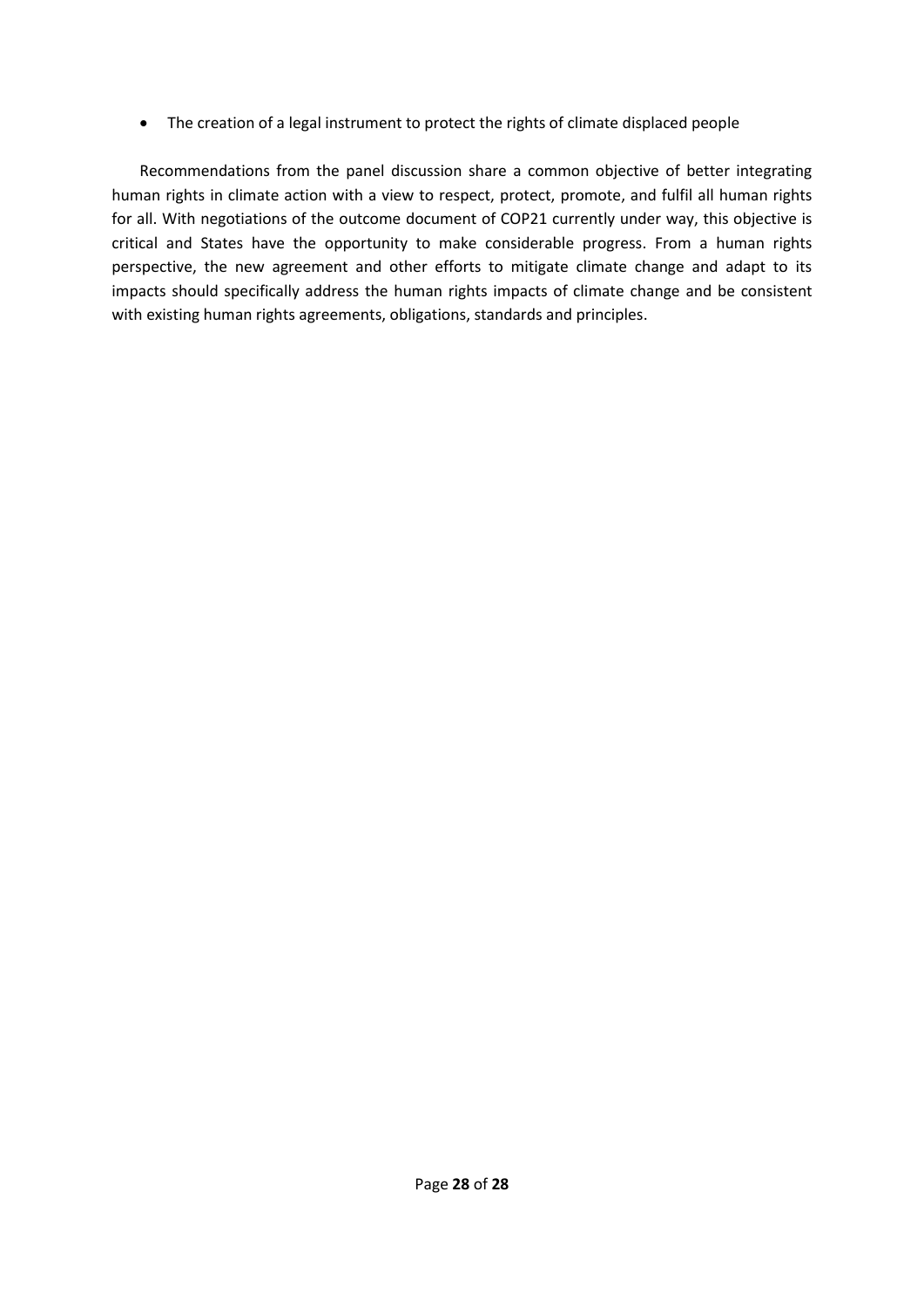- The creation of a legal instrument to protect the rights of climate displaced people

Recommendations from the panel discussion share a common objective of better integrating human rights in climate action with a view to respect, protect, promote, and fulfil all human rights for all. With negotiations of the outcome document of COP21 currently under way, this objective is critical and States have the opportunity to make considerable progress. From a human rights perspective, the new agreement and other efforts to mitigate climate change and adapt to its impacts should specifically address the human rights impacts of climate change and be consistent with existing human rights agreements, obligations, standards and principles.